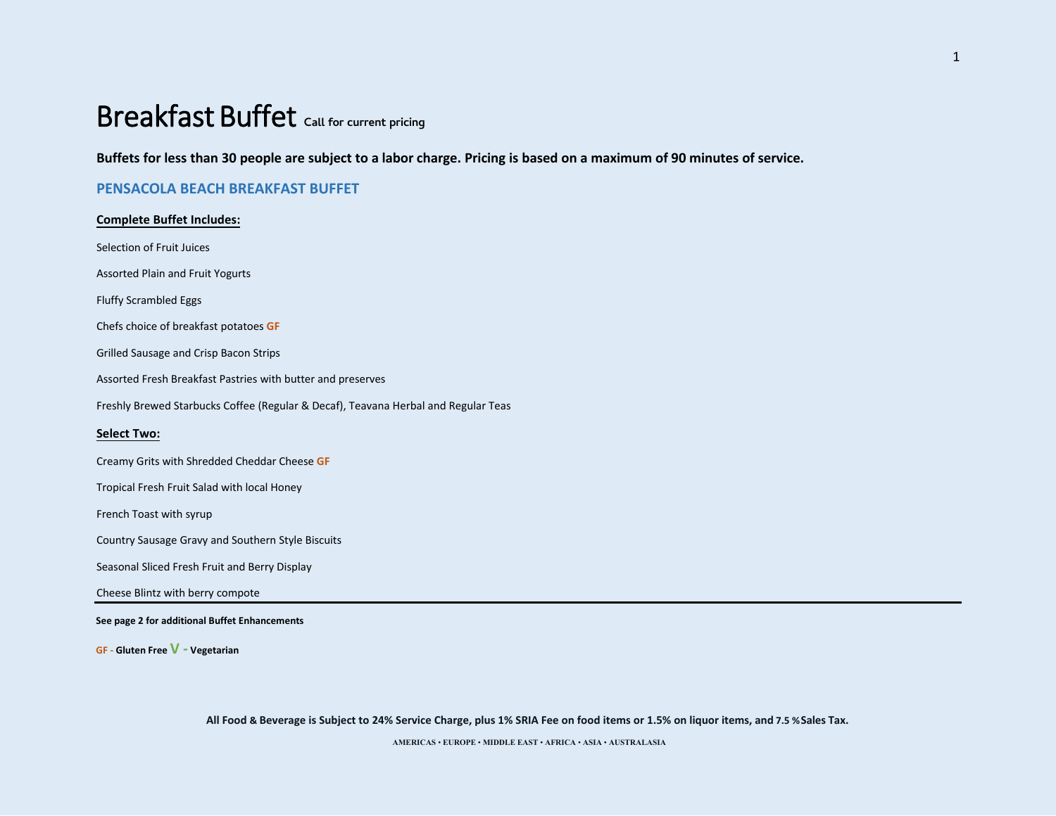# Breakfast Buffet Call for current pricing

**Buffets for less than 30 people are subject to a labor charge. Pricing is based on a maximum of 90 minutes of service.**

## PENSACOLA BEACH BREAKFAST BUFFET

**Complete Buffet Includes:**

Selection of Fruit Juices

Assorted Plain and Fruit Yogurts

Fluffy Scrambled Eggs

Chefs choice of breakfast potatoes GF

Grilled Sausage and Crisp Bacon Strips

Assorted Fresh Breakfast Pastries with butter and preserves

Freshly Brewed Starbucks Coffee (Regular & Decaf), Teavana Herbal and Regular Teas

**Select Two:**

Creamy Grits with Shredded Cheddar Cheese GF

Tropical Fresh Fruit Salad with local Honey

French Toast with syrup

Country Sausage Gravy and Southern Style Biscuits

Seasonal Sliced Fresh Fruit and Berry Display

Cheese Blintz with berry compote

---

**See page 2 for additional Buffet Enhancements**

**GF - Gluten Free V - Vegetarian**

**All Food & Beverage is Subject to 24% Service Charge, plus 1% SRIA Fee on food items or 1.5% on liquor items, and 7.5 % Sales Tax.**

AMERICAS • EUROPE • MIDDLE EAST • AFRICA • ASIA • AUSTRALASIA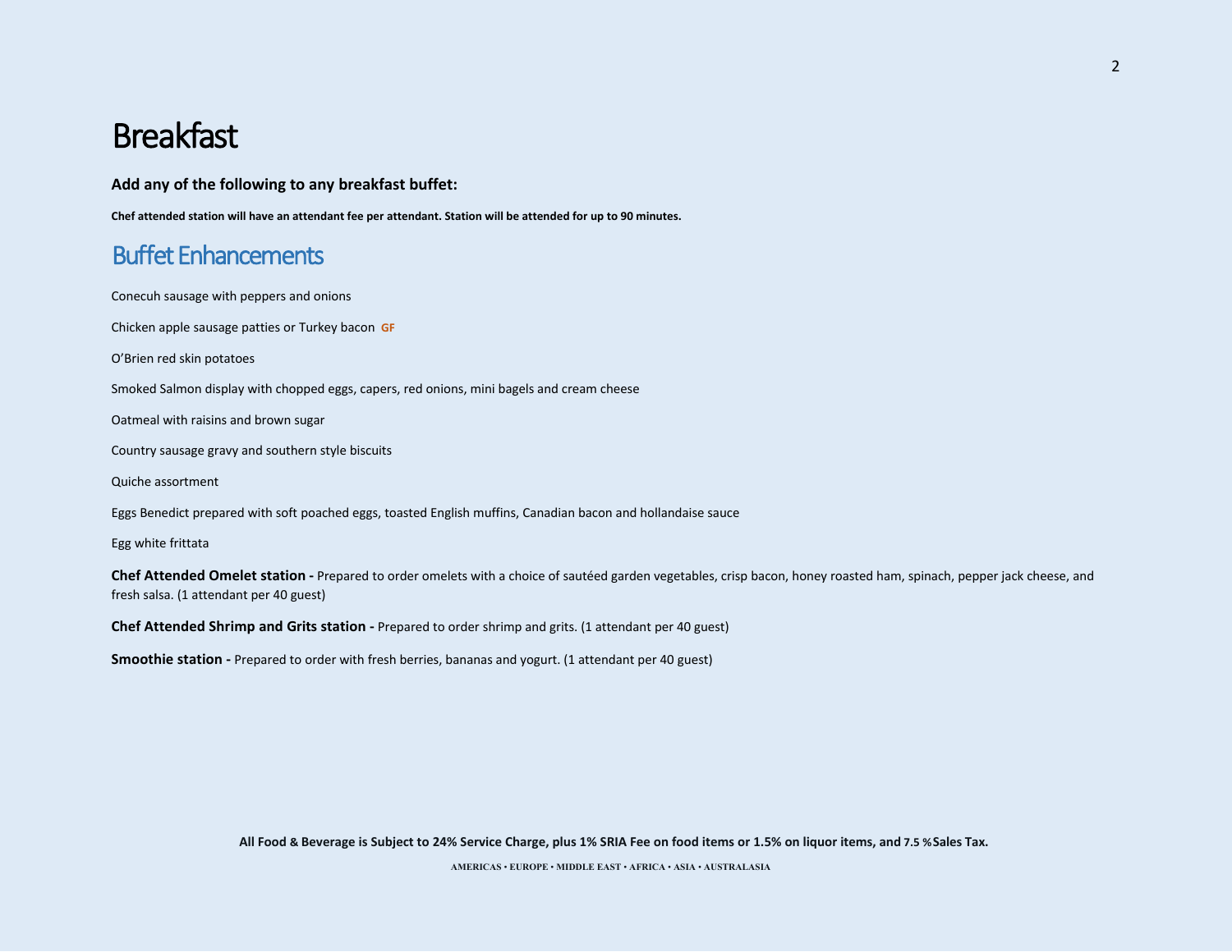# Breakfast

**Add any of the following to any breakfast buffet:**

**Chef attended station will have an attendant fee per attendant. Station will be attended for up to 90 minutes.**

## Buffet Enhancements

Conecuh sausage with peppers and onions

Chicken apple sausage patties or Turkey bacon **GF**

O'Brien red skin potatoes

Smoked Salmon display with chopped eggs, capers, red onions, mini bagels and cream cheese

Oatmeal with raisins and brown sugar

Country sausage gravy and southern style biscuits

Quiche assortment

Eggs Benedict prepared with soft poached eggs, toasted English muffins, Canadian bacon and hollandaise sauce

Egg white frittata

**Chef Attended Omelet station -** Prepared to order omelets with a choice of sautéed garden vegetables, crisp bacon, honey roasted ham, spinach, pepper jack cheese, and fresh salsa. (1 attendant per 40 guest)

**Chef Attended Shrimp and Grits station -** Prepared to order shrimp and grits. (1 attendant per 40 guest)

**Smoothie station -** Prepared to order with fresh berries, bananas and yogurt. (1 attendant per 40 guest)

**All Food & Beverage is Subject to 24% Service Charge, plus 1% SRIA Fee on food items or 1.5% on liquor items, and 7.5 % Sales Tax.**

**AMERICAS • EUROPE • MIDDLE EAST • AFRICA • ASIA • AUSTRALASIA**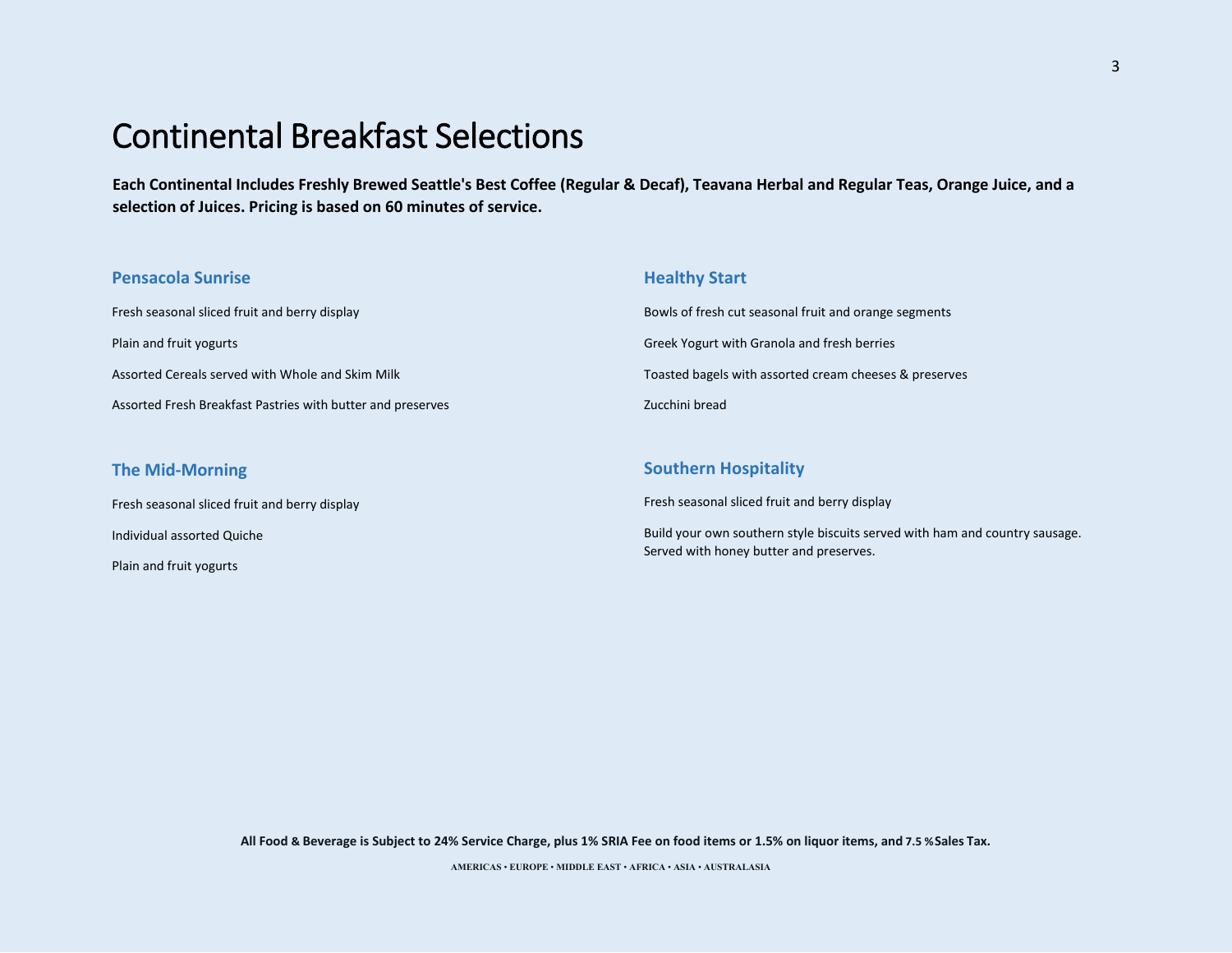# Continental Breakfast Selections

**Each Continental Includes Freshly Brewed Seattle's Best Coffee (Regular & Decaf), Teavana Herbal and Regular Teas, Orange Juice, and a selection of Juices. Pricing is based on 60 minutes of service.**

### Pensacola Sunrise

Fresh seasonal sliced fruit and berry display

Plain and fruit yogurts

Assorted Cereals served with Whole and Skim Milk

Assorted Fresh Breakfast Pastries with butter and preserves

### The Mid-Morning

Fresh seasonal sliced fruit and berry display

Individual assorted Quiche

Plain and fruit yogurts

### Healthy Start

Bowls of fresh cut seasonal fruit and orange segments

Greek Yogurt with Granola and fresh berries

Toasted bagels with assorted cream cheeses & preserves

Zucchini bread

### Southern Hospitality

Fresh seasonal sliced fruit and berry display

Build your own southern style biscuits served with ham and country sausage. Served with honey butter and preserves.

**All Food & Beverage is Subject to 24% Service Charge, plus 1% SRIA Fee on food items or 1.5% on liquor items, and 7.5 % Sales Tax.**

AMERICAS • EUROPE • MIDDLE EAST • AFRICA • ASIA • AUSTRALASIA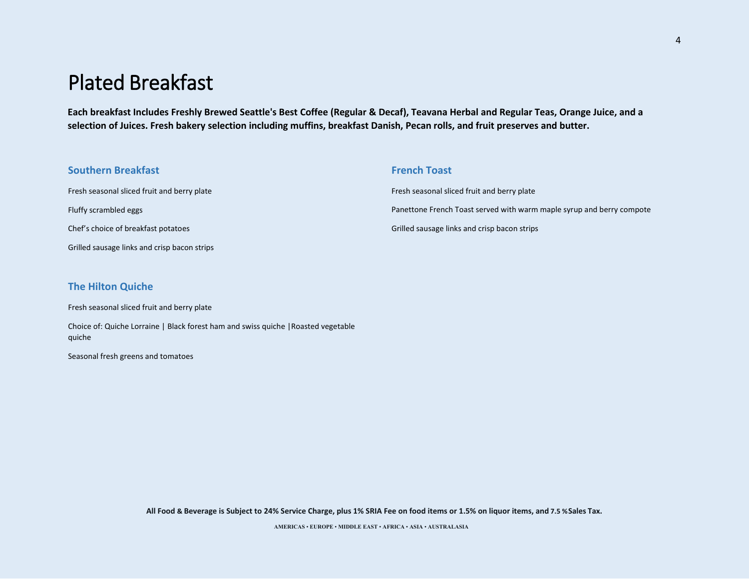# Plated Breakfast

**Each breakfast Includes Freshly Brewed Seattle's Best Coffee (Regular & Decaf), Teavana Herbal and Regular Teas, Orange Juice, and a selection of Juices. Fresh bakery selection including muffins, breakfast Danish, Pecan rolls, and fruit preserves and butter.**

### Southern Breakfast

Fresh seasonal sliced fruit and berry plate

Fluffy scrambled eggs

Chef's choice of breakfast potatoes

Grilled sausage links and crisp bacon strips

### The Hilton Quiche

Fresh seasonal sliced fruit and berry plate

Choice of: Quiche Lorraine | Black forest ham and swiss quiche |Roasted vegetable quiche

Seasonal fresh greens and tomatoes

### French Toast

Fresh seasonal sliced fruit and berry plate

Panettone French Toast served with warm maple syrup and berry compote

Grilled sausage links and crisp bacon strips

**All Food & Beverage is Subject to 24% Service Charge, plus 1% SRIA Fee on food items or 1.5% on liquor items, and 7.5 %Sales Tax.**

**AMERICAS • EUROPE • MIDDLE EAST • AFRICA • ASIA • AUSTRALASIA**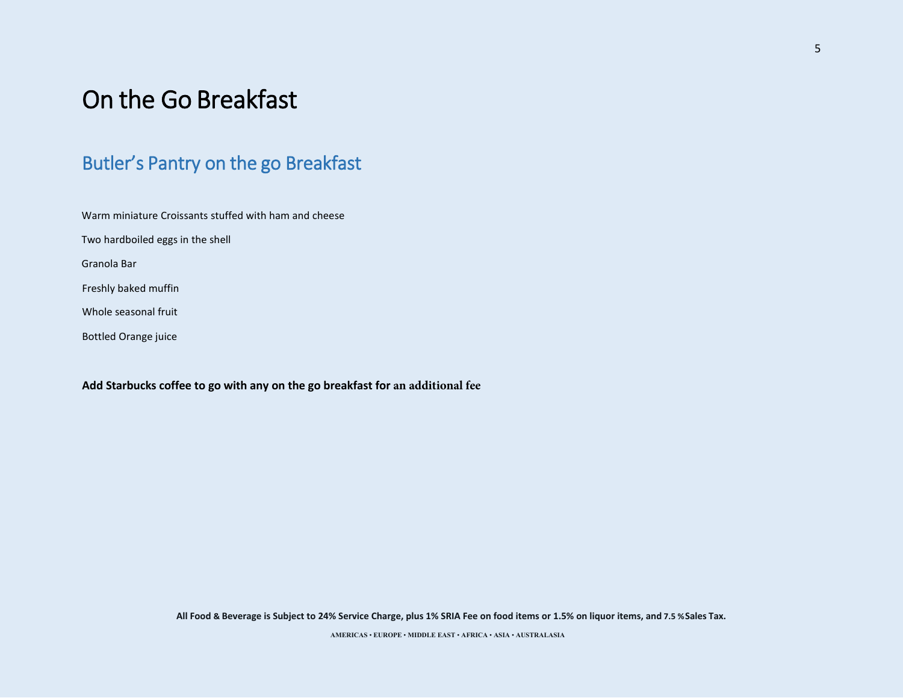# On the Go Breakfast

## Butler's Pantry on the go Breakfast

Warm miniature Croissants stuffed with ham and cheese

Two hardboiled eggs in the shell

Granola Bar

Freshly baked muffin

Whole seasonal fruit

Bottled Orange juice

**Add Starbucks coffee to go with any on the go breakfast for an additional fee**

**All Food & Beverage is Subject to 24% Service Charge, plus 1% SRIA Fee on food items or 1.5% on liquor items, and 7.5 % Sales Tax.**

AMERICAS • EUROPE • MIDDLE EAST • AFRICA • ASIA • AUSTRALASIA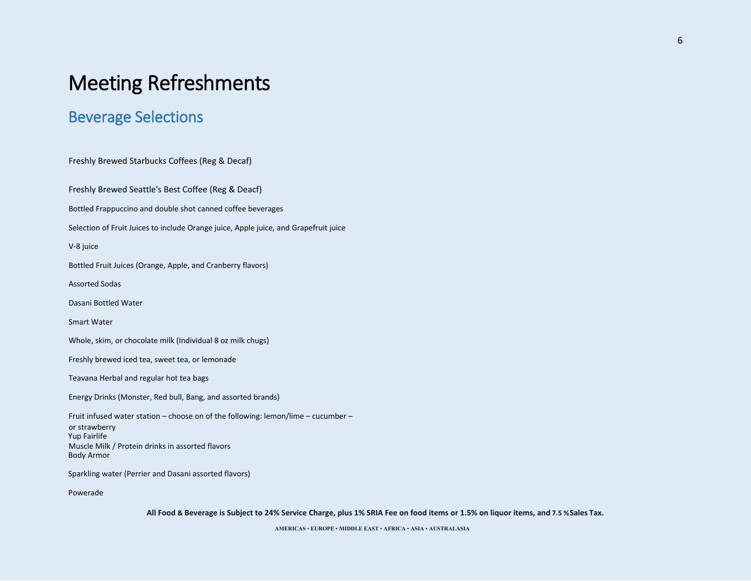# Meeting Refreshments

## Beverage Selections

Freshly Brewed Starbucks Coffees (Reg & Decaf)

Freshly Brewed Seattle's Best Coffee (Reg & Deacf)

Bottled Frappuccino and double shot canned coffee beverages

Selection of Fruit Juices to include Orange juice, Apple juice, and Grapefruit juice

V-8 juice

Bottled Fruit Juices (Orange, Apple, and Cranberry flavors)

Assorted Sodas

Dasani Bottled Water

Smart Water

Whole, skim, or chocolate milk (Individual 8 oz milk chugs)

Freshly brewed iced tea, sweet tea, or lemonade

Teavana Herbal and regular hot tea bags

Energy Drinks (Monster, Red bull, Bang, and assorted brands)

Fruit infused water station – choose on of the following: lemon/lime – cucumber – or strawberry
Yup Fairlife
Muscle Milk / Protein drinks in assorted flavors
Body Armor

Sparkling water (Perrier and Dasani assorted flavors)

Powerade

**All Food & Beverage is Subject to 24% Service Charge, plus 1% SRIA Fee on food items or 1.5% on liquor items, and 7.5 % Sales Tax.**

AMERICAS • EUROPE • MIDDLE EAST • AFRICA • ASIA • AUSTRALASIA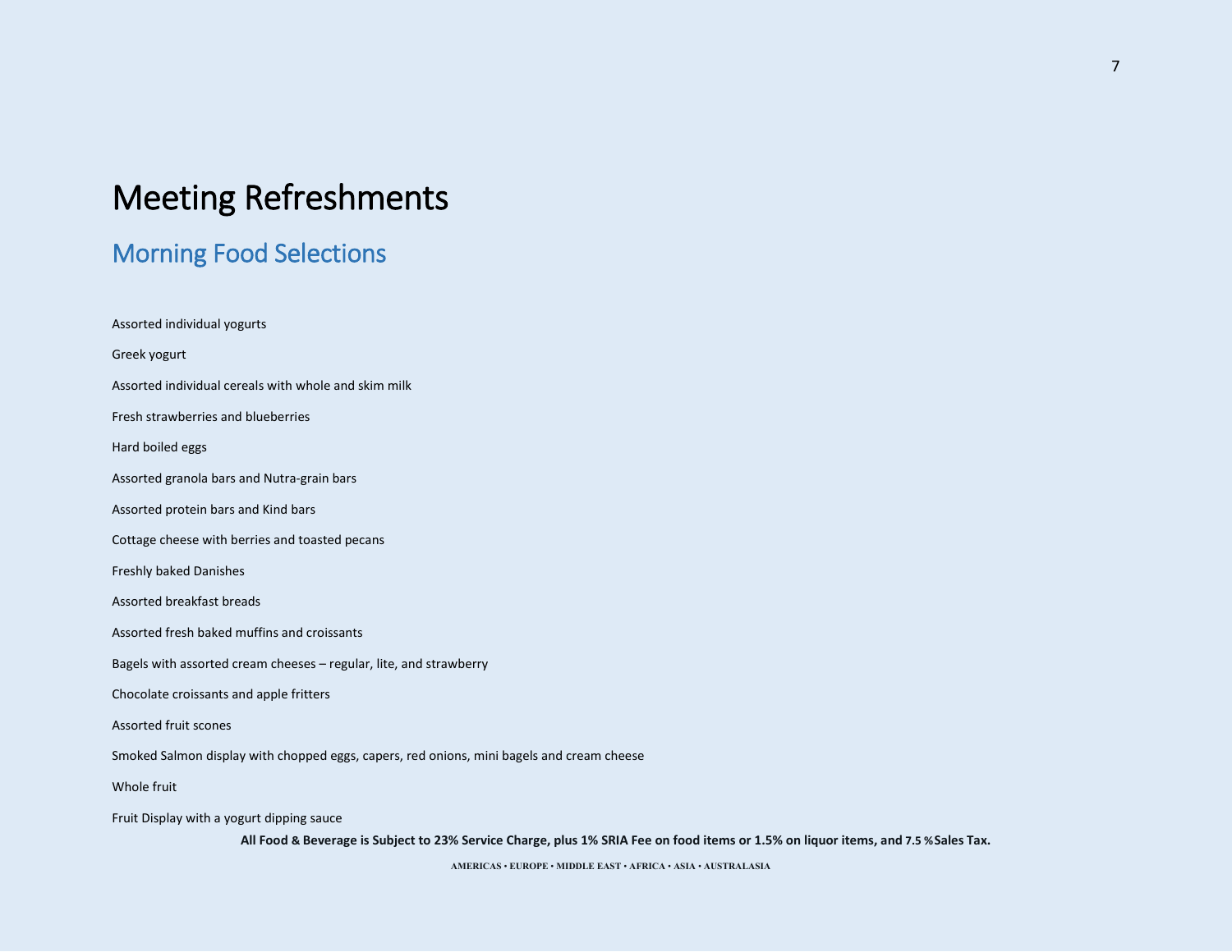# Meeting Refreshments

## Morning Food Selections

Assorted individual yogurts

Greek yogurt

Assorted individual cereals with whole and skim milk

Fresh strawberries and blueberries

Hard boiled eggs

Assorted granola bars and Nutra-grain bars

Assorted protein bars and Kind bars

Cottage cheese with berries and toasted pecans

Freshly baked Danishes

Assorted breakfast breads

Assorted fresh baked muffins and croissants

Bagels with assorted cream cheeses – regular, lite, and strawberry

Chocolate croissants and apple fritters

Assorted fruit scones

Smoked Salmon display with chopped eggs, capers, red onions, mini bagels and cream cheese

Whole fruit

Fruit Display with a yogurt dipping sauce

**All Food & Beverage is Subject to 23% Service Charge, plus 1% SRIA Fee on food items or 1.5% on liquor items, and 7.5 %Sales Tax.**

**AMERICAS • EUROPE • MIDDLE EAST • AFRICA • ASIA • AUSTRALASIA**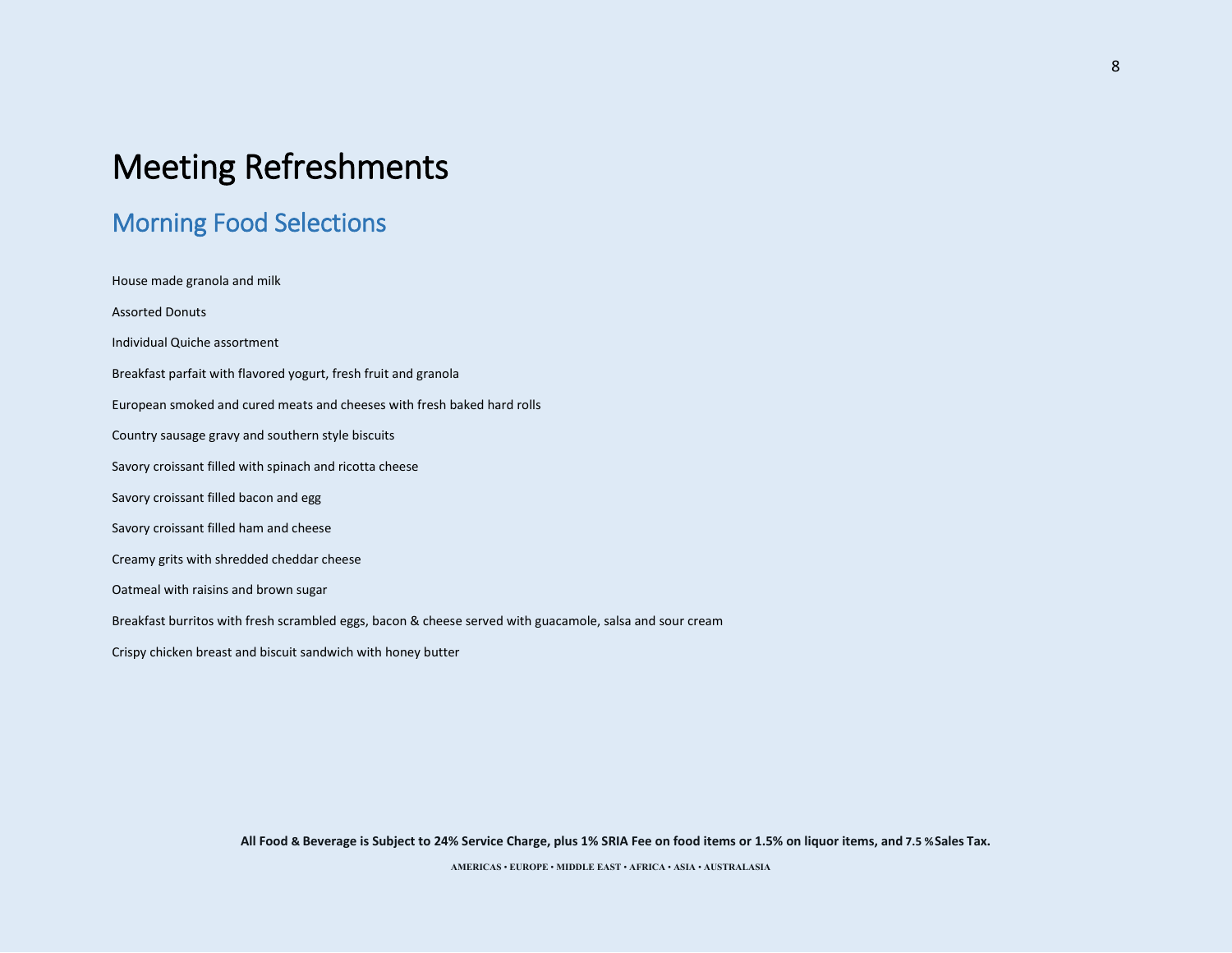# Meeting Refreshments

## Morning Food Selections

House made granola and milk

Assorted Donuts

Individual Quiche assortment

Breakfast parfait with flavored yogurt, fresh fruit and granola

European smoked and cured meats and cheeses with fresh baked hard rolls

Country sausage gravy and southern style biscuits

Savory croissant filled with spinach and ricotta cheese

Savory croissant filled bacon and egg

Savory croissant filled ham and cheese

Creamy grits with shredded cheddar cheese

Oatmeal with raisins and brown sugar

Breakfast burritos with fresh scrambled eggs, bacon & cheese served with guacamole, salsa and sour cream

Crispy chicken breast and biscuit sandwich with honey butter

**All Food & Beverage is Subject to 24% Service Charge, plus 1% SRIA Fee on food items or 1.5% on liquor items, and 7.5 % Sales Tax.**

AMERICAS • EUROPE • MIDDLE EAST • AFRICA • ASIA • AUSTRALASIA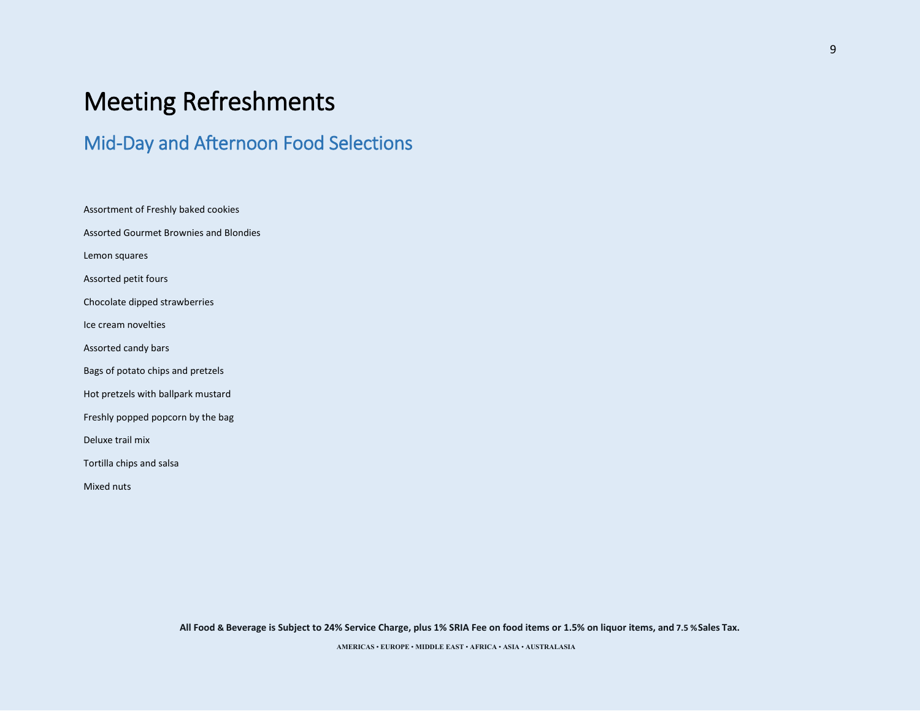# Meeting Refreshments

## Mid-Day and Afternoon Food Selections

Assortment of Freshly baked cookies

Assorted Gourmet Brownies and Blondies

Lemon squares

Assorted petit fours

Chocolate dipped strawberries

Ice cream novelties

Assorted candy bars

Bags of potato chips and pretzels

Hot pretzels with ballpark mustard

Freshly popped popcorn by the bag

Deluxe trail mix

Tortilla chips and salsa

Mixed nuts

**All Food & Beverage is Subject to 24% Service Charge, plus 1% SRIA Fee on food items or 1.5% on liquor items, and 7.5 % Sales Tax.**

AMERICAS • EUROPE • MIDDLE EAST • AFRICA • ASIA • AUSTRALASIA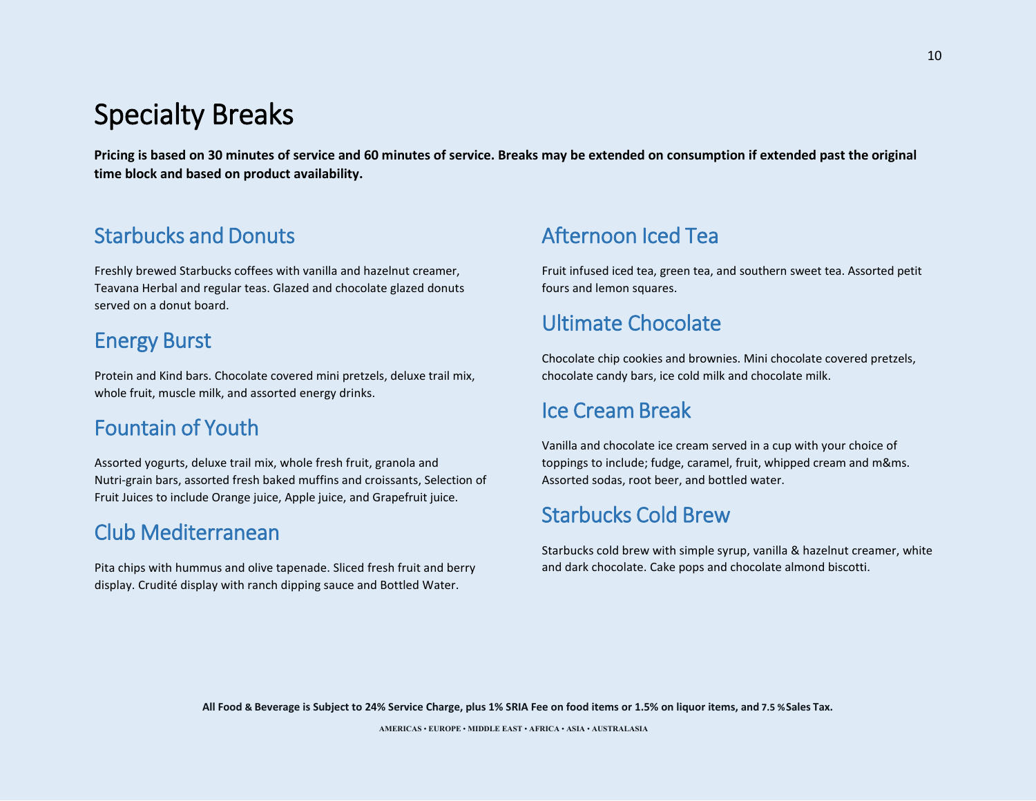# Specialty Breaks

**Pricing is based on 30 minutes of service and 60 minutes of service. Breaks may be extended on consumption if extended past the original time block and based on product availability.**

## Starbucks and Donuts

Freshly brewed Starbucks coffees with vanilla and hazelnut creamer, Teavana Herbal and regular teas. Glazed and chocolate glazed donuts served on a donut board.

## Energy Burst

Protein and Kind bars. Chocolate covered mini pretzels, deluxe trail mix, whole fruit, muscle milk, and assorted energy drinks.

## Fountain of Youth

Assorted yogurts, deluxe trail mix, whole fresh fruit, granola and Nutri-grain bars, assorted fresh baked muffins and croissants, Selection of Fruit Juices to include Orange juice, Apple juice, and Grapefruit juice.

## Club Mediterranean

Pita chips with hummus and olive tapenade. Sliced fresh fruit and berry display. Crudité display with ranch dipping sauce and Bottled Water.

## Afternoon Iced Tea

Fruit infused iced tea, green tea, and southern sweet tea. Assorted petit fours and lemon squares.

## Ultimate Chocolate

Chocolate chip cookies and brownies. Mini chocolate covered pretzels, chocolate candy bars, ice cold milk and chocolate milk.

## Ice Cream Break

Vanilla and chocolate ice cream served in a cup with your choice of toppings to include; fudge, caramel, fruit, whipped cream and m&ms. Assorted sodas, root beer, and bottled water.

## Starbucks Cold Brew

Starbucks cold brew with simple syrup, vanilla & hazelnut creamer, white and dark chocolate. Cake pops and chocolate almond biscotti.

**All Food & Beverage is Subject to 24% Service Charge, plus 1% SRIA Fee on food items or 1.5% on liquor items, and 7.5 % Sales Tax.**

AMERICAS • EUROPE • MIDDLE EAST • AFRICA • ASIA • AUSTRALASIA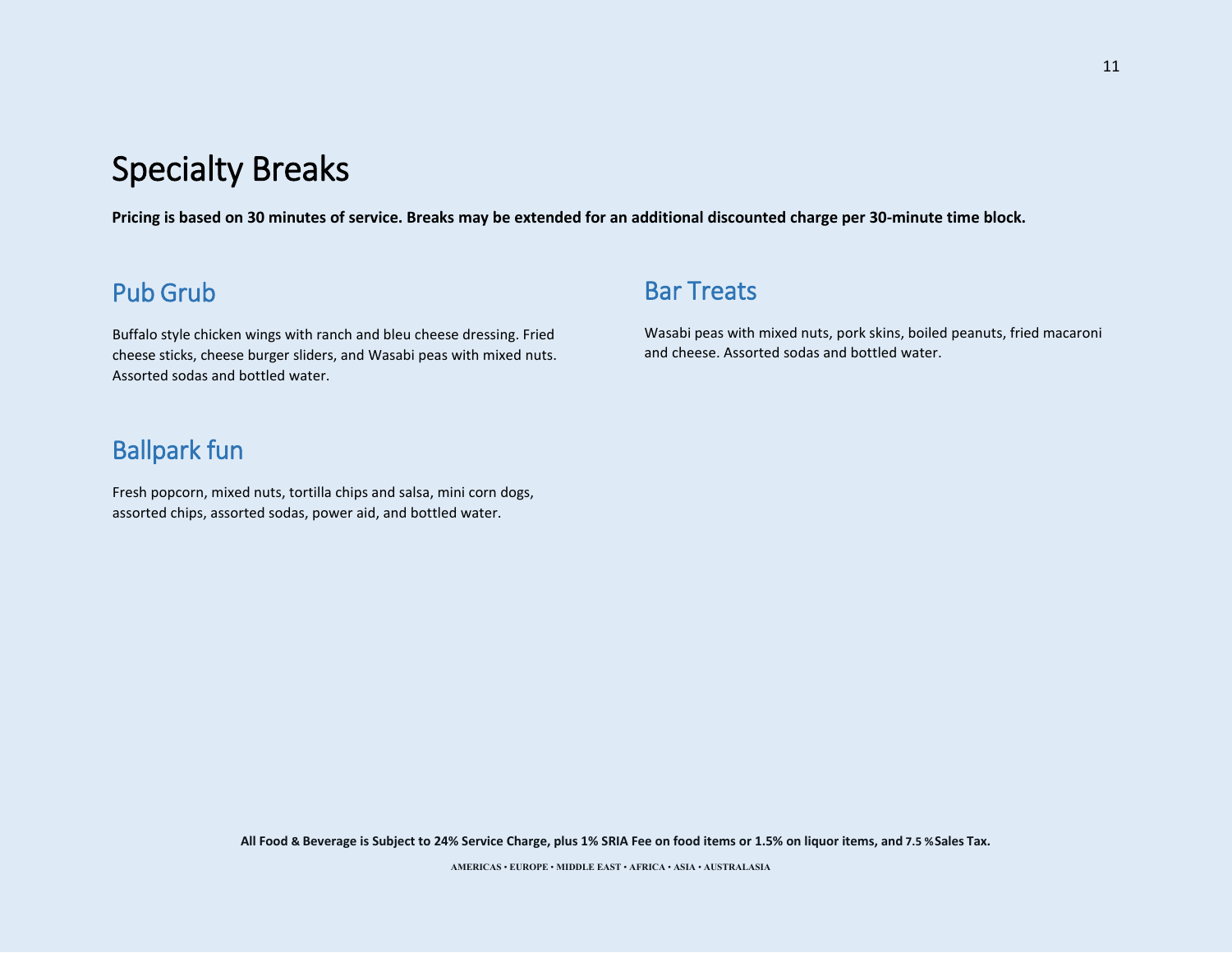# Specialty Breaks

**Pricing is based on 30 minutes of service. Breaks may be extended for an additional discounted charge per 30-minute time block.**

## Pub Grub

Buffalo style chicken wings with ranch and bleu cheese dressing. Fried cheese sticks, cheese burger sliders, and Wasabi peas with mixed nuts. Assorted sodas and bottled water.

## Ballpark fun

Fresh popcorn, mixed nuts, tortilla chips and salsa, mini corn dogs, assorted chips, assorted sodas, power aid, and bottled water.

## Bar Treats

Wasabi peas with mixed nuts, pork skins, boiled peanuts, fried macaroni and cheese. Assorted sodas and bottled water.

**All Food & Beverage is Subject to 24% Service Charge, plus 1% SRIA Fee on food items or 1.5% on liquor items, and 7.5 % Sales Tax.**

AMERICAS • EUROPE • MIDDLE EAST • AFRICA • ASIA • AUSTRALASIA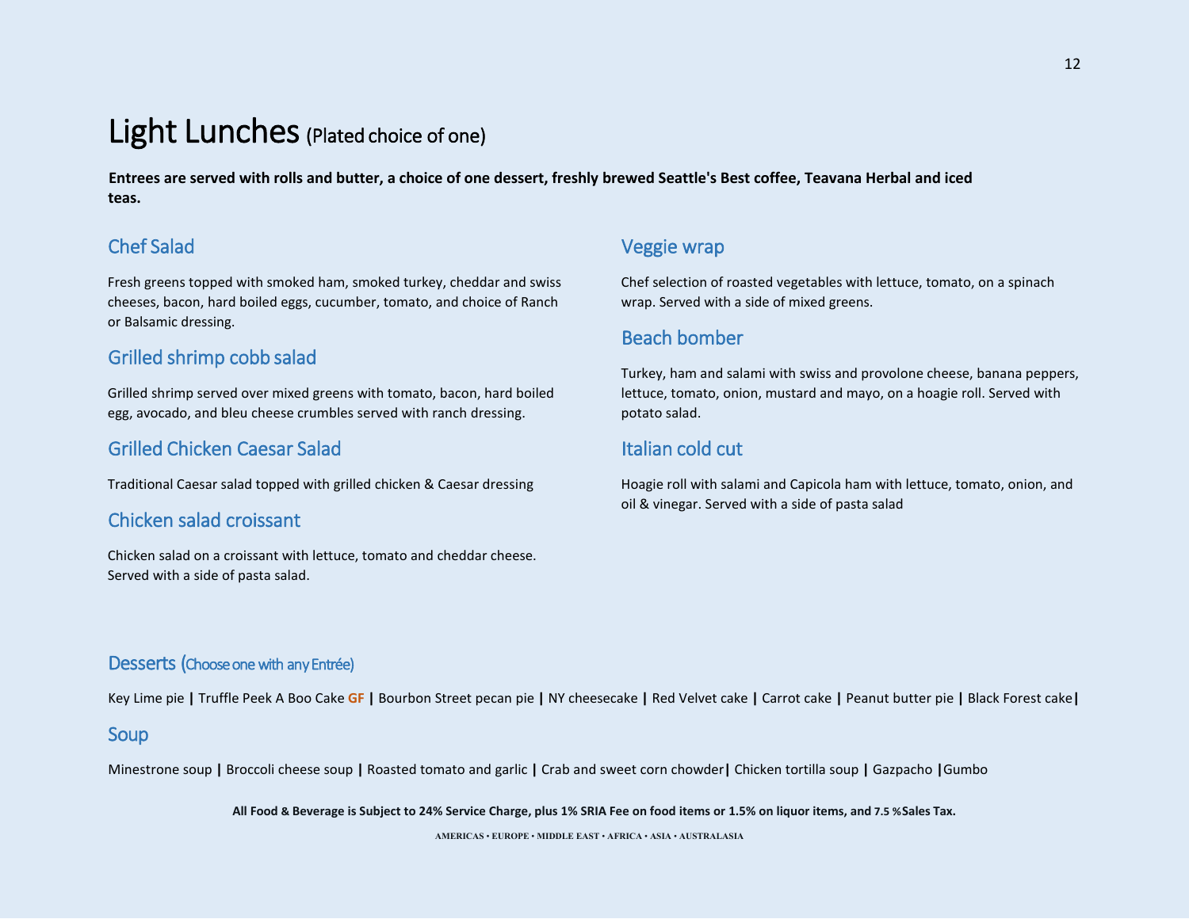# Light Lunches (Plated choice of one)

**Entrees are served with rolls and butter, a choice of one dessert, freshly brewed Seattle's Best coffee, Teavana Herbal and iced teas.**

## Chef Salad

Fresh greens topped with smoked ham, smoked turkey, cheddar and swiss cheeses, bacon, hard boiled eggs, cucumber, tomato, and choice of Ranch or Balsamic dressing.

## Grilled shrimp cobb salad

Grilled shrimp served over mixed greens with tomato, bacon, hard boiled egg, avocado, and bleu cheese crumbles served with ranch dressing.

## Grilled Chicken Caesar Salad

Traditional Caesar salad topped with grilled chicken & Caesar dressing

## Chicken salad croissant

Chicken salad on a croissant with lettuce, tomato and cheddar cheese. Served with a side of pasta salad.

## Veggie wrap

Chef selection of roasted vegetables with lettuce, tomato, on a spinach wrap. Served with a side of mixed greens.

## Beach bomber

Turkey, ham and salami with swiss and provolone cheese, banana peppers, lettuce, tomato, onion, mustard and mayo, on a hoagie roll. Served with potato salad.

## Italian cold cut

Hoagie roll with salami and Capicola ham with lettuce, tomato, onion, and oil & vinegar. Served with a side of pasta salad

## Desserts (Choose one with any Entrée)

Key Lime pie | Truffle Peek A Boo Cake GF | Bourbon Street pecan pie | NY cheesecake | Red Velvet cake | Carrot cake | Peanut butter pie | Black Forest cake|

## Soup

Minestrone soup | Broccoli cheese soup | Roasted tomato and garlic | Crab and sweet corn chowder| Chicken tortilla soup | Gazpacho |Gumbo

**All Food & Beverage is Subject to 24% Service Charge, plus 1% SRIA Fee on food items or 1.5% on liquor items, and 7.5 %Sales Tax.**

AMERICAS • EUROPE • MIDDLE EAST • AFRICA • ASIA • AUSTRALASIA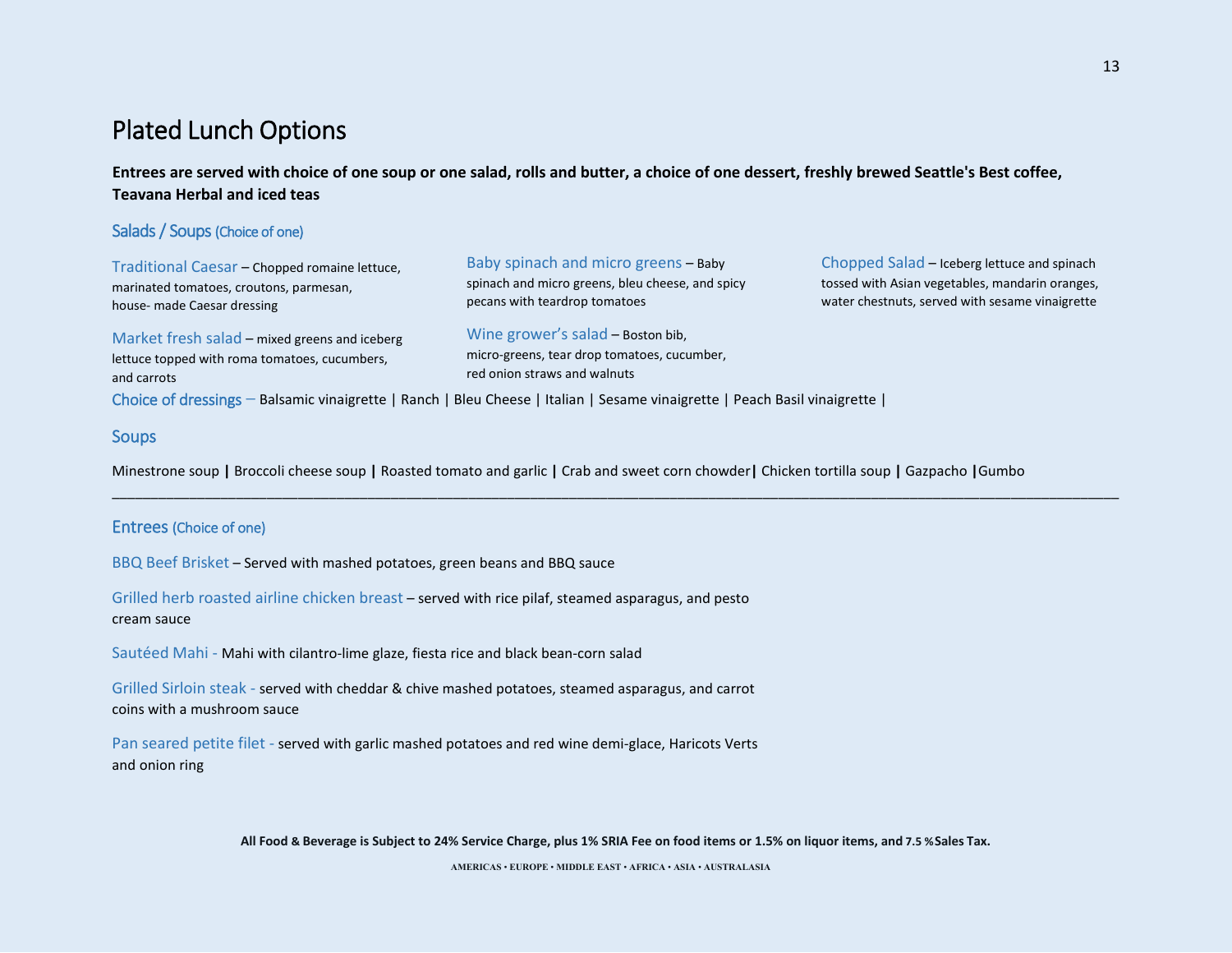# Plated Lunch Options

**Entrees are served with choice of one soup or one salad, rolls and butter, a choice of one dessert, freshly brewed Seattle's Best coffee, Teavana Herbal and iced teas**

## Salads / Soups (Choice of one)

**Traditional Caesar** – Chopped romaine lettuce, marinated tomatoes, croutons, parmesan, house- made Caesar dressing

**Market fresh salad** – mixed greens and iceberg lettuce topped with roma tomatoes, cucumbers, and carrots

**Baby spinach and micro greens** – Baby spinach and micro greens, bleu cheese, and spicy pecans with teardrop tomatoes

**Wine grower's salad** – Boston bib, micro-greens, tear drop tomatoes, cucumber, red onion straws and walnuts

**Chopped Salad** – Iceberg lettuce and spinach tossed with Asian vegetables, mandarin oranges, water chestnuts, served with sesame vinaigrette

**Choice of dressings** – Balsamic vinaigrette | Ranch | Bleu Cheese | Italian | Sesame vinaigrette | Peach Basil vinaigrette |

## Soups

Minestrone soup | Broccoli cheese soup | Roasted tomato and garlic | Crab and sweet corn chowder| Chicken tortilla soup | Gazpacho |Gumbo

---

## Entrees (Choice of one)

**BBQ Beef Brisket** – Served with mashed potatoes, green beans and BBQ sauce

**Grilled herb roasted airline chicken breast** – served with rice pilaf, steamed asparagus, and pesto cream sauce

**Sautéed Mahi** - Mahi with cilantro-lime glaze, fiesta rice and black bean-corn salad

**Grilled Sirloin steak** - served with cheddar & chive mashed potatoes, steamed asparagus, and carrot coins with a mushroom sauce

**Pan seared petite filet** - served with garlic mashed potatoes and red wine demi-glace, Haricots Verts and onion ring

**All Food & Beverage is Subject to 24% Service Charge, plus 1% SRIA Fee on food items or 1.5% on liquor items, and 7.5 %Sales Tax.**

AMERICAS • EUROPE • MIDDLE EAST • AFRICA • ASIA • AUSTRALASIA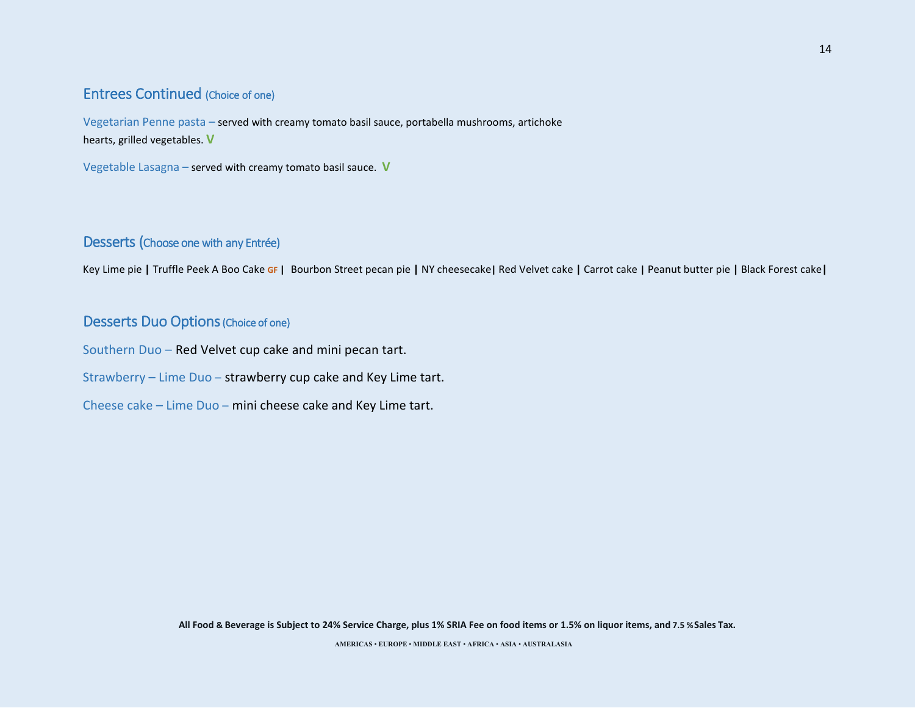## Entrees Continued (Choice of one)

Vegetarian Penne pasta – served with creamy tomato basil sauce, portabella mushrooms, artichoke hearts, grilled vegetables. **V**

Vegetable Lasagna – served with creamy tomato basil sauce. **V**

## Desserts (Choose one with any Entrée)

Key Lime pie **|** Truffle Peek A Boo Cake **GF** **|** Bourbon Street pecan pie **|** NY cheesecake**|** Red Velvet cake **|** Carrot cake **|** Peanut butter pie **|** Black Forest cake**|**

## Desserts Duo Options (Choice of one)

Southern Duo – Red Velvet cup cake and mini pecan tart.

Strawberry – Lime Duo – strawberry cup cake and Key Lime tart.

Cheese cake – Lime Duo – mini cheese cake and Key Lime tart.

**All Food & Beverage is Subject to 24% Service Charge, plus 1% SRIA Fee on food items or 1.5% on liquor items, and 7.5 %Sales Tax.**

**AMERICAS • EUROPE • MIDDLE EAST • AFRICA • ASIA • AUSTRALASIA**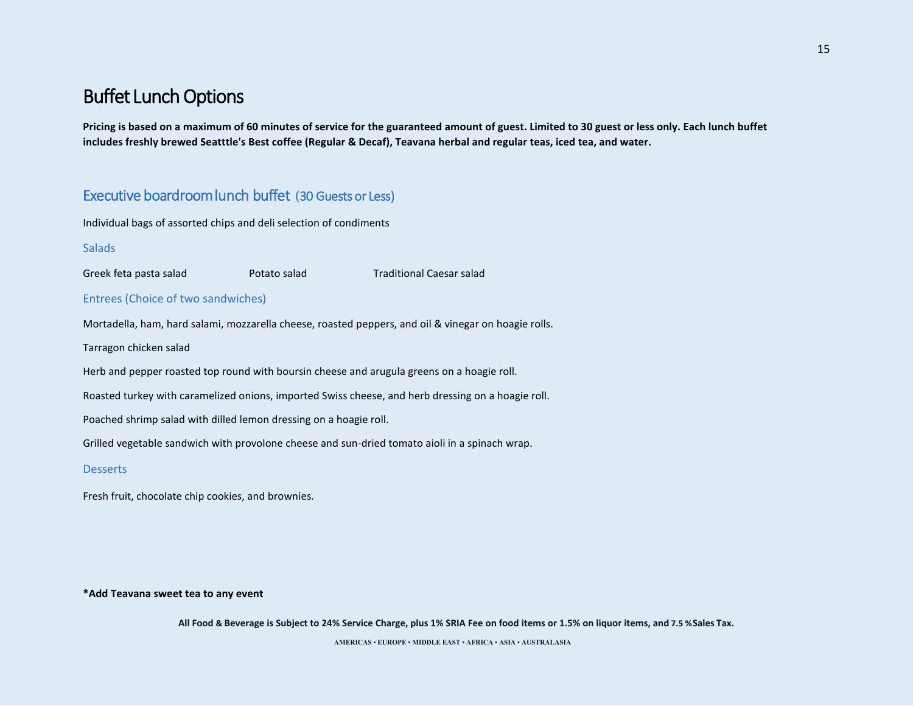# Buffet Lunch Options

**Pricing is based on a maximum of 60 minutes of service for the guaranteed amount of guest. Limited to 30 guest or less only. Each lunch buffet includes freshly brewed Seatttle's Best coffee (Regular & Decaf), Teavana herbal and regular teas, iced tea, and water.**

## Executive boardroom lunch buffet (30 Guests or Less)

Individual bags of assorted chips and deli selection of condiments

### Salads

Greek feta pasta salad     Potato salad     Traditional Caesar salad

### Entrees (Choice of two sandwiches)

Mortadella, ham, hard salami, mozzarella cheese, roasted peppers, and oil & vinegar on hoagie rolls.

Tarragon chicken salad

Herb and pepper roasted top round with boursin cheese and arugula greens on a hoagie roll.

Roasted turkey with caramelized onions, imported Swiss cheese, and herb dressing on a hoagie roll.

Poached shrimp salad with dilled lemon dressing on a hoagie roll.

Grilled vegetable sandwich with provolone cheese and sun-dried tomato aioli in a spinach wrap.

### Desserts

Fresh fruit, chocolate chip cookies, and brownies.

**\*Add Teavana sweet tea to any event**

**All Food & Beverage is Subject to 24% Service Charge, plus 1% SRIA Fee on food items or 1.5% on liquor items, and 7.5 % Sales Tax.**

AMERICAS • EUROPE • MIDDLE EAST • AFRICA • ASIA • AUSTRALASIA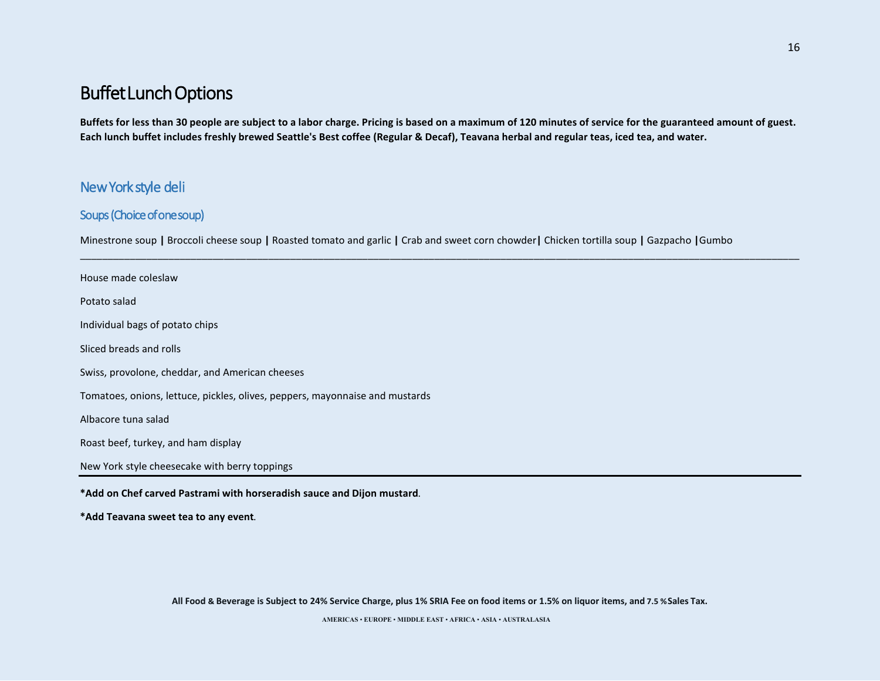# Buffet Lunch Options

**Buffets for less than 30 people are subject to a labor charge. Pricing is based on a maximum of 120 minutes of service for the guaranteed amount of guest. Each lunch buffet includes freshly brewed Seattle's Best coffee (Regular & Decaf), Teavana herbal and regular teas, iced tea, and water.**

## New York style deli

### Soups (Choice of one soup)

Minestrone soup **|** Broccoli cheese soup **|** Roasted tomato and garlic **|** Crab and sweet corn chowder**|** Chicken tortilla soup **|** Gazpacho **|**Gumbo

---

House made coleslaw

Potato salad

Individual bags of potato chips

Sliced breads and rolls

Swiss, provolone, cheddar, and American cheeses

Tomatoes, onions, lettuce, pickles, olives, peppers, mayonnaise and mustards

Albacore tuna salad

Roast beef, turkey, and ham display

New York style cheesecake with berry toppings

---

**\*Add on Chef carved Pastrami with horseradish sauce and Dijon mustard**.

**\*Add Teavana sweet tea to any event**.

**All Food & Beverage is Subject to 24% Service Charge, plus 1% SRIA Fee on food items or 1.5% on liquor items, and 7.5 % Sales Tax.**

AMERICAS • EUROPE • MIDDLE EAST • AFRICA • ASIA • AUSTRALASIA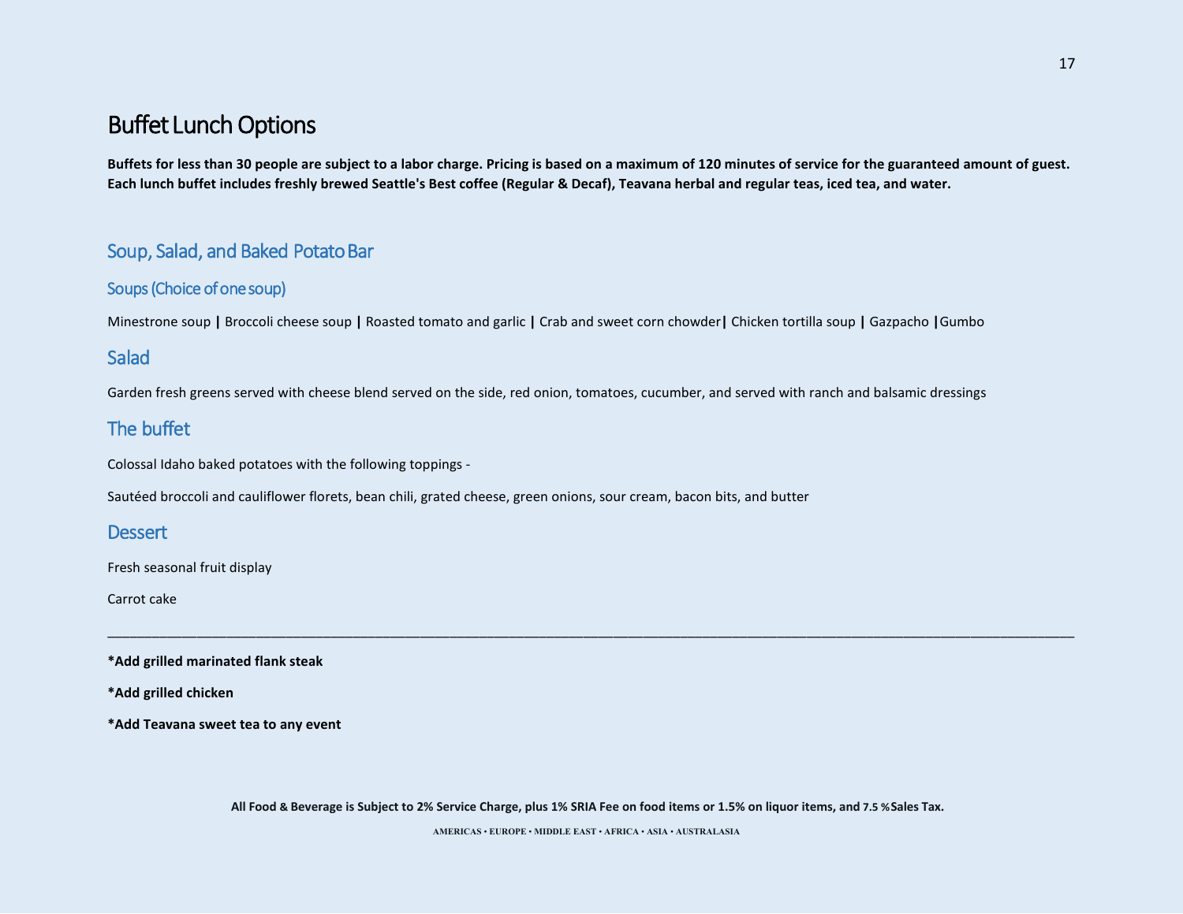# Buffet Lunch Options

**Buffets for less than 30 people are subject to a labor charge. Pricing is based on a maximum of 120 minutes of service for the guaranteed amount of guest. Each lunch buffet includes freshly brewed Seattle's Best coffee (Regular & Decaf), Teavana herbal and regular teas, iced tea, and water.**

## Soup, Salad, and Baked Potato Bar

### Soups (Choice of one soup)

Minestrone soup **|** Broccoli cheese soup **|** Roasted tomato and garlic **|** Crab and sweet corn chowder**|** Chicken tortilla soup **|** Gazpacho **|**Gumbo

## Salad

Garden fresh greens served with cheese blend served on the side, red onion, tomatoes, cucumber, and served with ranch and balsamic dressings

## The buffet

Colossal Idaho baked potatoes with the following toppings -

Sautéed broccoli and cauliflower florets, bean chili, grated cheese, green onions, sour cream, bacon bits, and butter

## Dessert

Fresh seasonal fruit display

Carrot cake

---

**\*Add grilled marinated flank steak**

**\*Add grilled chicken**

**\*Add Teavana sweet tea to any event**

**All Food & Beverage is Subject to 2% Service Charge, plus 1% SRIA Fee on food items or 1.5% on liquor items, and 7.5 % Sales Tax.**

AMERICAS • EUROPE • MIDDLE EAST • AFRICA • ASIA • AUSTRALASIA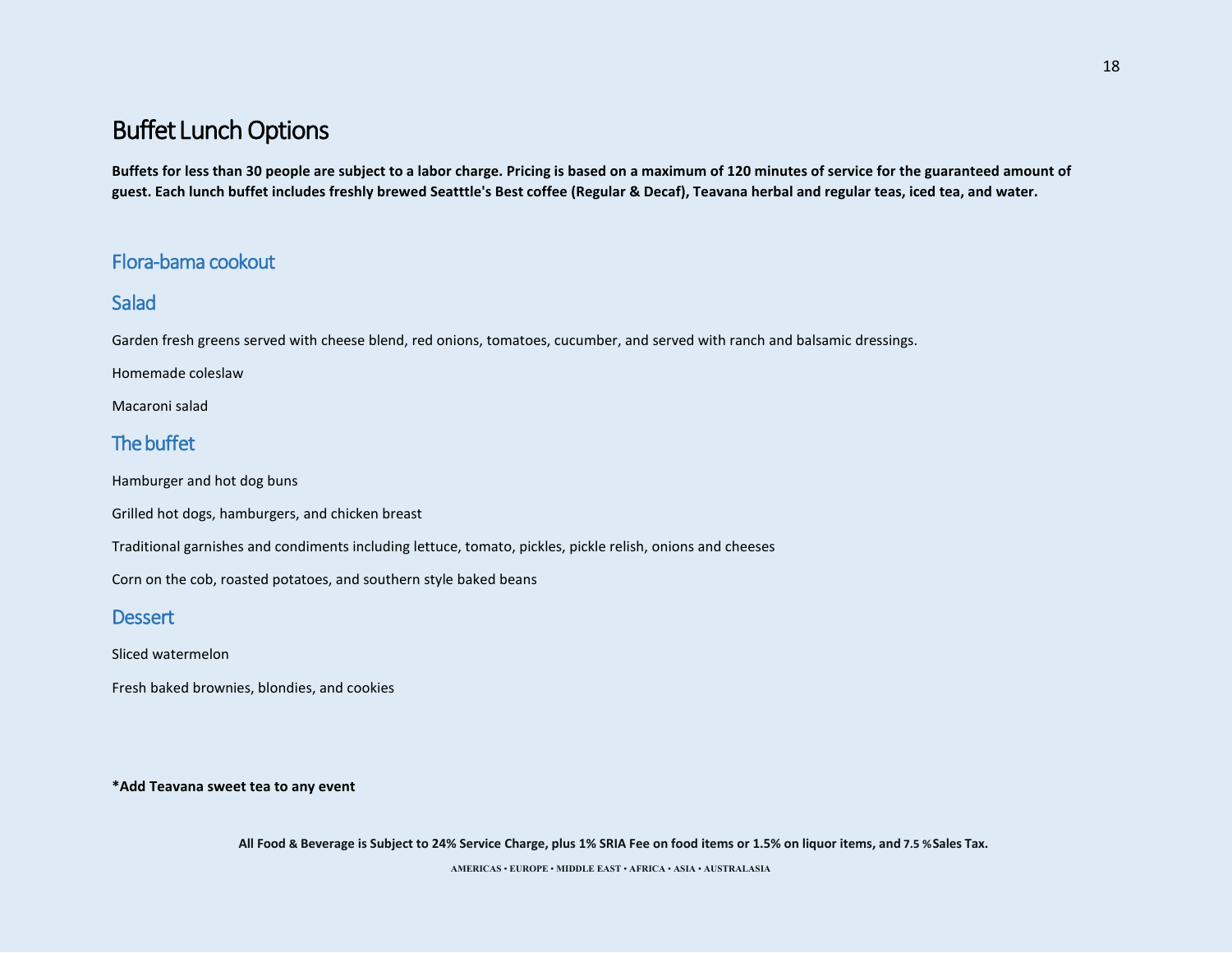# Buffet Lunch Options

**Buffets for less than 30 people are subject to a labor charge. Pricing is based on a maximum of 120 minutes of service for the guaranteed amount of guest. Each lunch buffet includes freshly brewed Seatttle's Best coffee (Regular & Decaf), Teavana herbal and regular teas, iced tea, and water.**

## Flora-bama cookout

## Salad

Garden fresh greens served with cheese blend, red onions, tomatoes, cucumber, and served with ranch and balsamic dressings.

Homemade coleslaw

Macaroni salad

## The buffet

Hamburger and hot dog buns

Grilled hot dogs, hamburgers, and chicken breast

Traditional garnishes and condiments including lettuce, tomato, pickles, pickle relish, onions and cheeses

Corn on the cob, roasted potatoes, and southern style baked beans

## Dessert

Sliced watermelon

Fresh baked brownies, blondies, and cookies

**\*Add Teavana sweet tea to any event**

**All Food & Beverage is Subject to 24% Service Charge, plus 1% SRIA Fee on food items or 1.5% on liquor items, and 7.5 % Sales Tax.**

**AMERICAS • EUROPE • MIDDLE EAST • AFRICA • ASIA • AUSTRALASIA**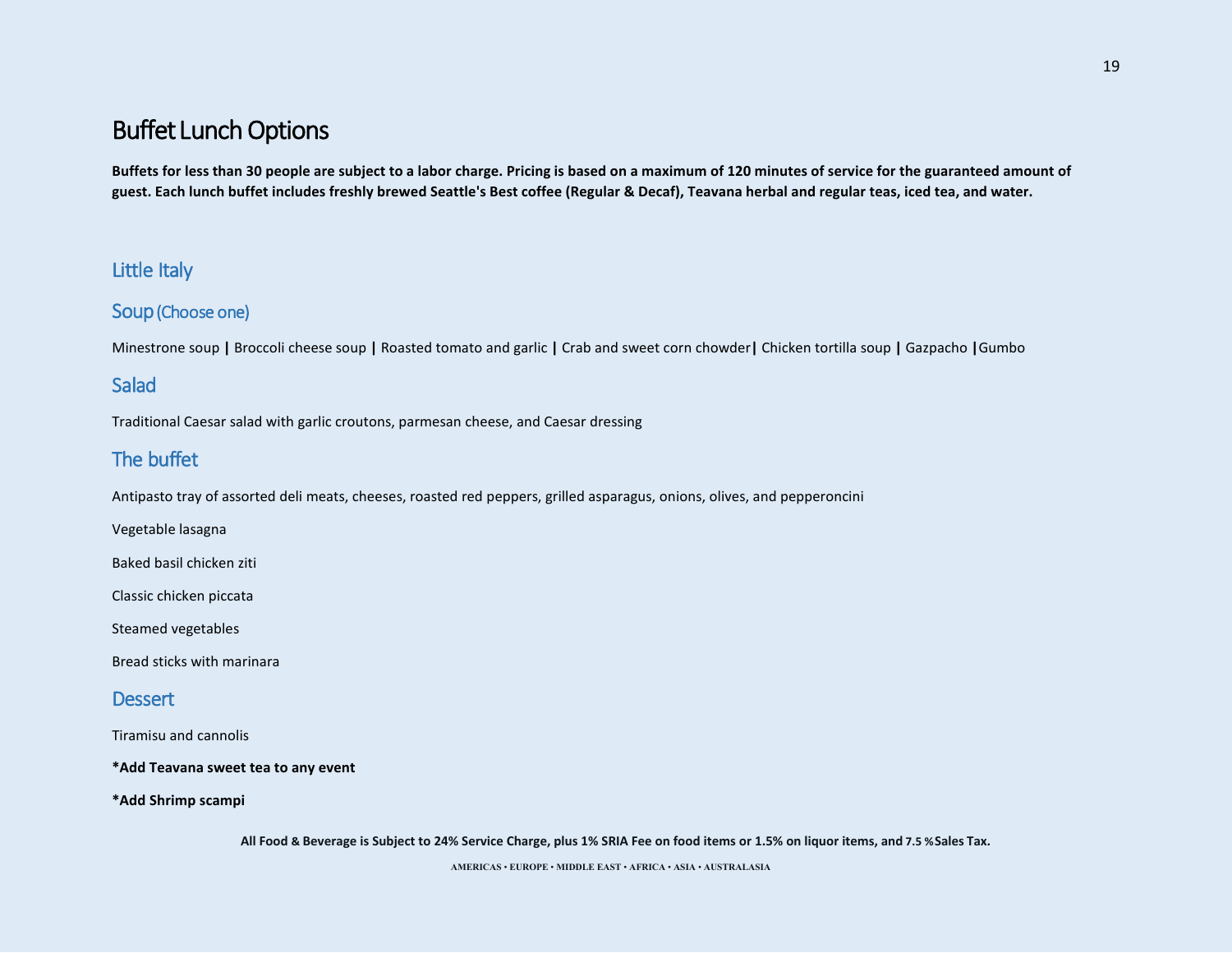# Buffet Lunch Options

**Buffets for less than 30 people are subject to a labor charge. Pricing is based on a maximum of 120 minutes of service for the guaranteed amount of guest. Each lunch buffet includes freshly brewed Seattle's Best coffee (Regular & Decaf), Teavana herbal and regular teas, iced tea, and water.**

## Little Italy

### Soup (Choose one)

Minestrone soup **|** Broccoli cheese soup **|** Roasted tomato and garlic **|** Crab and sweet corn chowder**|** Chicken tortilla soup **|** Gazpacho **|**Gumbo

### Salad

Traditional Caesar salad with garlic croutons, parmesan cheese, and Caesar dressing

### The buffet

Antipasto tray of assorted deli meats, cheeses, roasted red peppers, grilled asparagus, onions, olives, and pepperoncini

Vegetable lasagna

Baked basil chicken ziti

Classic chicken piccata

Steamed vegetables

Bread sticks with marinara

### Dessert

Tiramisu and cannolis

**\*Add Teavana sweet tea to any event**

**\*Add Shrimp scampi**

**All Food & Beverage is Subject to 24% Service Charge, plus 1% SRIA Fee on food items or 1.5% on liquor items, and 7.5 %Sales Tax.**

AMERICAS • EUROPE • MIDDLE EAST • AFRICA • ASIA • AUSTRALASIA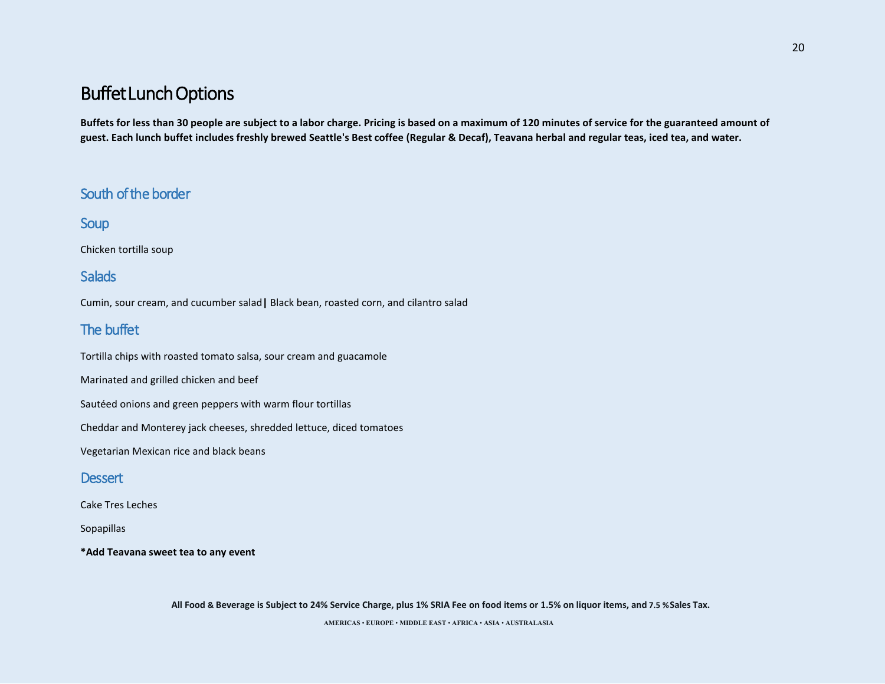# Buffet Lunch Options

**Buffets for less than 30 people are subject to a labor charge. Pricing is based on a maximum of 120 minutes of service for the guaranteed amount of guest. Each lunch buffet includes freshly brewed Seattle's Best coffee (Regular & Decaf), Teavana herbal and regular teas, iced tea, and water.**

## South of the border

### Soup

Chicken tortilla soup

### Salads

Cumin, sour cream, and cucumber salad **|** Black bean, roasted corn, and cilantro salad

### The buffet

Tortilla chips with roasted tomato salsa, sour cream and guacamole

Marinated and grilled chicken and beef

Sautéed onions and green peppers with warm flour tortillas

Cheddar and Monterey jack cheeses, shredded lettuce, diced tomatoes

Vegetarian Mexican rice and black beans

### Dessert

Cake Tres Leches

Sopapillas

***Add Teavana sweet tea to any event**

**All Food & Beverage is Subject to 24% Service Charge, plus 1% SRIA Fee on food items or 1.5% on liquor items, and 7.5 % Sales Tax.**

AMERICAS • EUROPE • MIDDLE EAST • AFRICA • ASIA • AUSTRALASIA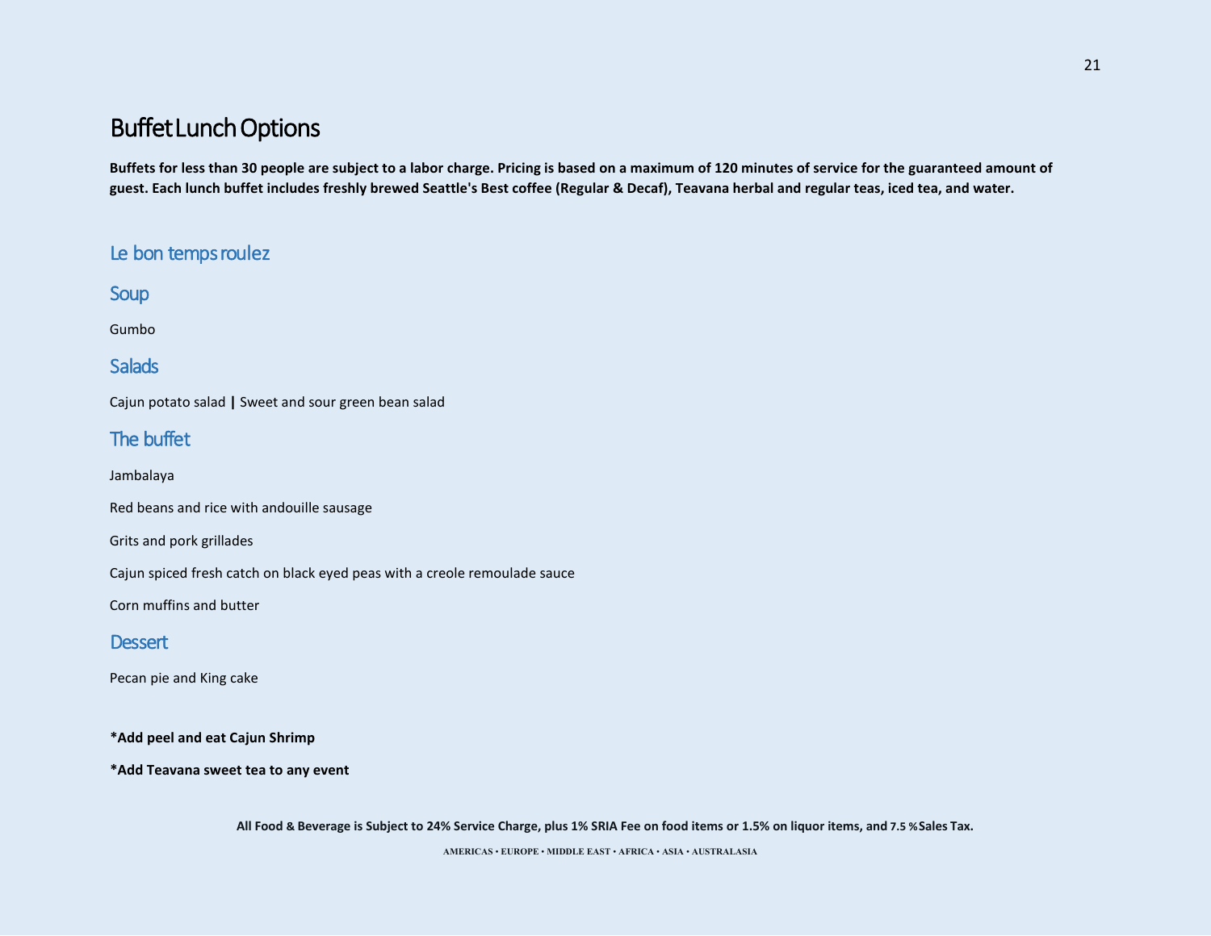# Buffet Lunch Options

**Buffets for less than 30 people are subject to a labor charge. Pricing is based on a maximum of 120 minutes of service for the guaranteed amount of guest. Each lunch buffet includes freshly brewed Seattle's Best coffee (Regular & Decaf), Teavana herbal and regular teas, iced tea, and water.**

## Le bon temps roulez

### Soup

Gumbo

### Salads

Cajun potato salad **|** Sweet and sour green bean salad

### The buffet

Jambalaya

Red beans and rice with andouille sausage

Grits and pork grillades

Cajun spiced fresh catch on black eyed peas with a creole remoulade sauce

Corn muffins and butter

### Dessert

Pecan pie and King cake

**\*Add peel and eat Cajun Shrimp**

**\*Add Teavana sweet tea to any event**

**All Food & Beverage is Subject to 24% Service Charge, plus 1% SRIA Fee on food items or 1.5% on liquor items, and 7.5 % Sales Tax.**

AMERICAS • EUROPE • MIDDLE EAST • AFRICA • ASIA • AUSTRALASIA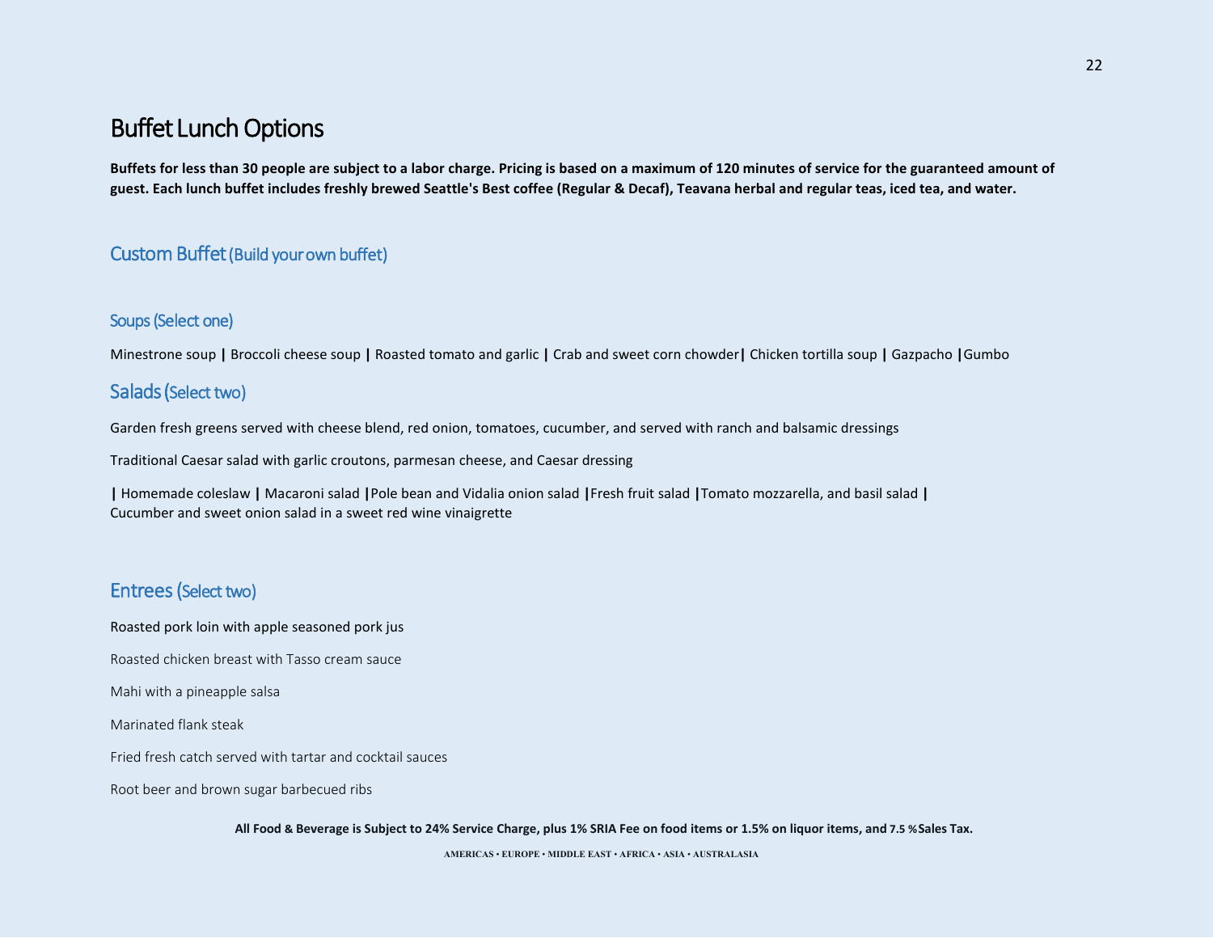# Buffet Lunch Options

**Buffets for less than 30 people are subject to a labor charge. Pricing is based on a maximum of 120 minutes of service for the guaranteed amount of guest. Each lunch buffet includes freshly brewed Seattle's Best coffee (Regular & Decaf), Teavana herbal and regular teas, iced tea, and water.**

## Custom Buffet (Build your own buffet)

### Soups (Select one)

Minestrone soup **|** Broccoli cheese soup **|** Roasted tomato and garlic **|** Crab and sweet corn chowder**|** Chicken tortilla soup **|** Gazpacho **|**Gumbo

### Salads (Select two)

Garden fresh greens served with cheese blend, red onion, tomatoes, cucumber, and served with ranch and balsamic dressings

Traditional Caesar salad with garlic croutons, parmesan cheese, and Caesar dressing

**|** Homemade coleslaw **|** Macaroni salad **|**Pole bean and Vidalia onion salad **|**Fresh fruit salad **|**Tomato mozzarella, and basil salad **|** Cucumber and sweet onion salad in a sweet red wine vinaigrette

### Entrees (Select two)

Roasted pork loin with apple seasoned pork jus

Roasted chicken breast with Tasso cream sauce

Mahi with a pineapple salsa

Marinated flank steak

Fried fresh catch served with tartar and cocktail sauces

Root beer and brown sugar barbecued ribs

**All Food & Beverage is Subject to 24% Service Charge, plus 1% SRIA Fee on food items or 1.5% on liquor items, and 7.5 %Sales Tax.**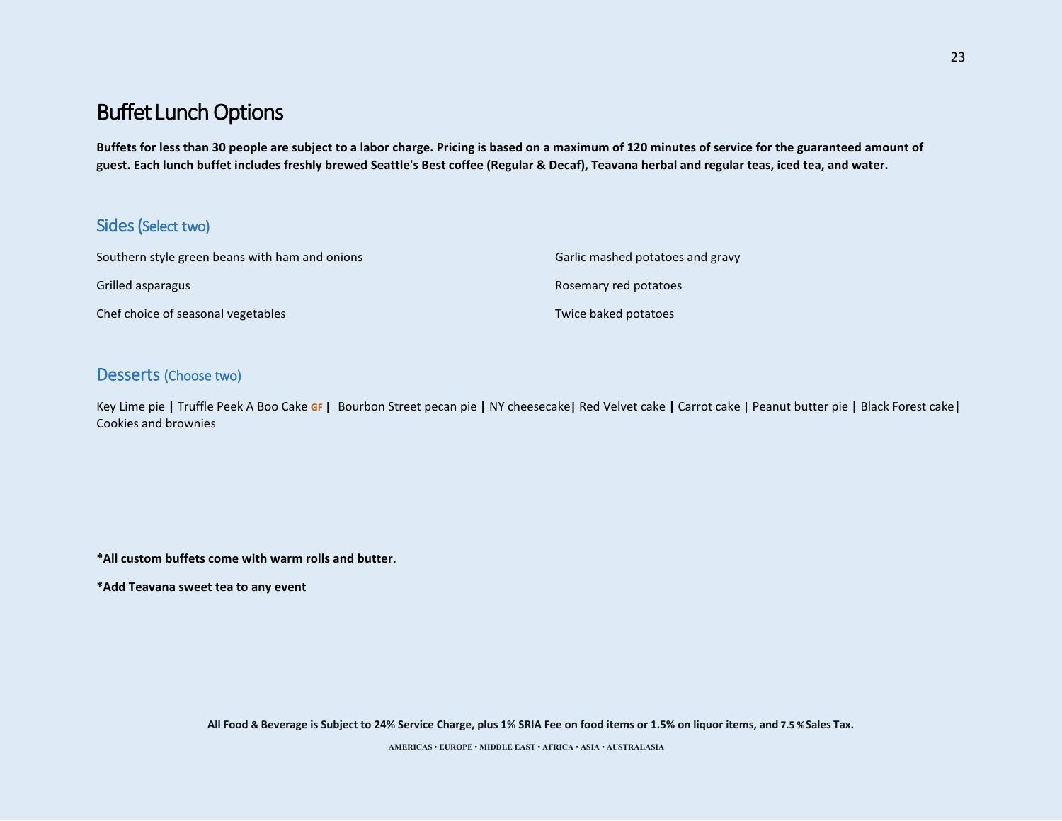# Buffet Lunch Options

**Buffets for less than 30 people are subject to a labor charge. Pricing is based on a maximum of 120 minutes of service for the guaranteed amount of guest. Each lunch buffet includes freshly brewed Seattle's Best coffee (Regular & Decaf), Teavana herbal and regular teas, iced tea, and water.**

## Sides (Select two)

Southern style green beans with ham and onions

Grilled asparagus

Chef choice of seasonal vegetables

Garlic mashed potatoes and gravy

Rosemary red potatoes

Twice baked potatoes

## Desserts (Choose two)

Key Lime pie **|** Truffle Peek A Boo Cake GF **|** Bourbon Street pecan pie **|** NY cheesecake **|** Red Velvet cake **|** Carrot cake **|** Peanut butter pie **|** Black Forest cake **|** Cookies and brownies

**\*All custom buffets come with warm rolls and butter.**

**\*Add Teavana sweet tea to any event**

**All Food & Beverage is Subject to 24% Service Charge, plus 1% SRIA Fee on food items or 1.5% on liquor items, and 7.5 % Sales Tax.**

AMERICAS • EUROPE • MIDDLE EAST • AFRICA • ASIA • AUSTRALASIA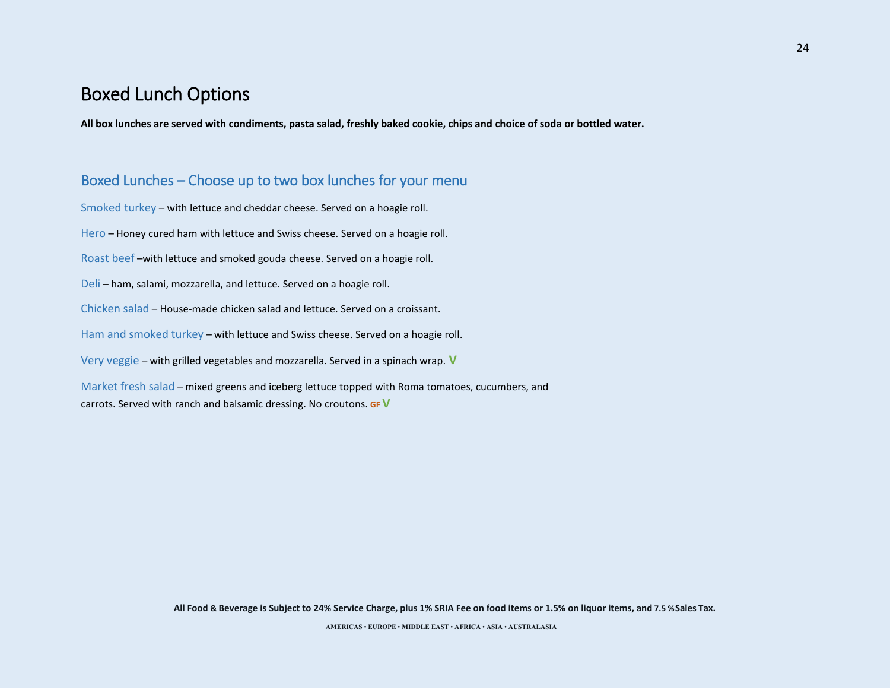# Boxed Lunch Options

**All box lunches are served with condiments, pasta salad, freshly baked cookie, chips and choice of soda or bottled water.**

## Boxed Lunches – Choose up to two box lunches for your menu

Smoked turkey – with lettuce and cheddar cheese. Served on a hoagie roll.

Hero – Honey cured ham with lettuce and Swiss cheese. Served on a hoagie roll.

Roast beef –with lettuce and smoked gouda cheese. Served on a hoagie roll.

Deli – ham, salami, mozzarella, and lettuce. Served on a hoagie roll.

Chicken salad – House-made chicken salad and lettuce. Served on a croissant.

Ham and smoked turkey – with lettuce and Swiss cheese. Served on a hoagie roll.

Very veggie – with grilled vegetables and mozzarella. Served in a spinach wrap. V

Market fresh salad – mixed greens and iceberg lettuce topped with Roma tomatoes, cucumbers, and carrots. Served with ranch and balsamic dressing. No croutons. GF V

**All Food & Beverage is Subject to 24% Service Charge, plus 1% SRIA Fee on food items or 1.5% on liquor items, and 7.5 % Sales Tax.**

AMERICAS • EUROPE • MIDDLE EAST • AFRICA • ASIA • AUSTRALASIA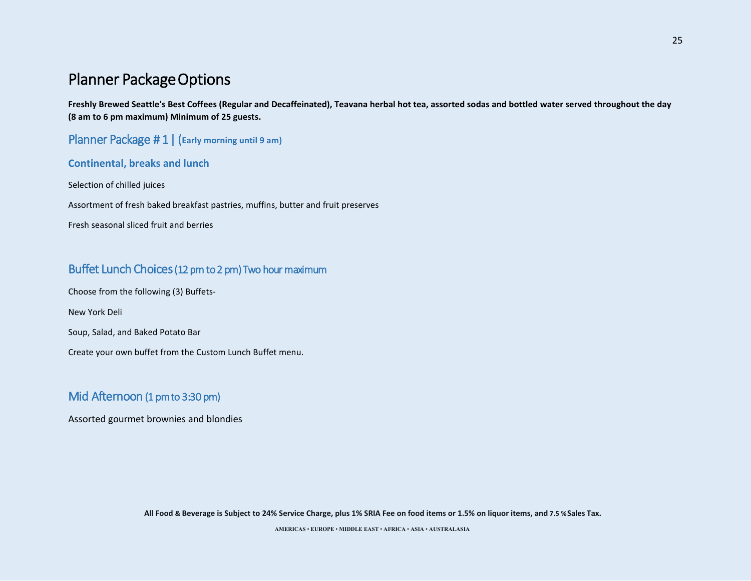# Planner Package Options

**Freshly Brewed Seattle's Best Coffees (Regular and Decaffeinated), Teavana herbal hot tea, assorted sodas and bottled water served throughout the day (8 am to 6 pm maximum) Minimum of 25 guests.**

## Planner Package # 1 | (**Early morning until 9 am)**

### Continental, breaks and lunch

Selection of chilled juices

Assortment of fresh baked breakfast pastries, muffins, butter and fruit preserves

Fresh seasonal sliced fruit and berries

## Buffet Lunch Choices (12 pm to 2 pm) Two hour maximum

Choose from the following (3) Buffets-

New York Deli

Soup, Salad, and Baked Potato Bar

Create your own buffet from the Custom Lunch Buffet menu.

## Mid Afternoon (1 pm to 3:30 pm)

Assorted gourmet brownies and blondies

**All Food & Beverage is Subject to 24% Service Charge, plus 1% SRIA Fee on food items or 1.5% on liquor items, and 7.5 % Sales Tax.**

AMERICAS • EUROPE • MIDDLE EAST • AFRICA • ASIA • AUSTRALASIA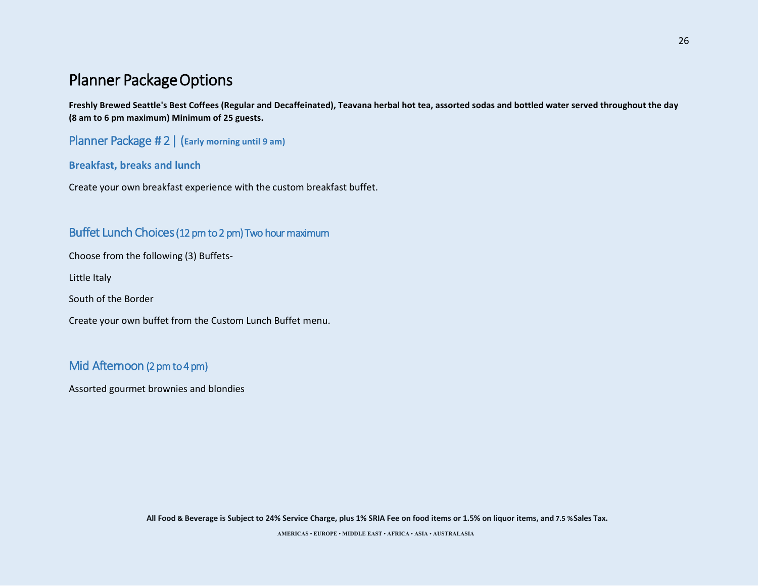# Planner Package Options

**Freshly Brewed Seattle's Best Coffees (Regular and Decaffeinated), Teavana herbal hot tea, assorted sodas and bottled water served throughout the day (8 am to 6 pm maximum) Minimum of 25 guests.**

## Planner Package # 2 | (Early morning until 9 am)

### Breakfast, breaks and lunch

Create your own breakfast experience with the custom breakfast buffet.

## Buffet Lunch Choices (12 pm to 2 pm) Two hour maximum

Choose from the following (3) Buffets-

Little Italy

South of the Border

Create your own buffet from the Custom Lunch Buffet menu.

## Mid Afternoon (2 pm to 4 pm)

Assorted gourmet brownies and blondies

**All Food & Beverage is Subject to 24% Service Charge, plus 1% SRIA Fee on food items or 1.5% on liquor items, and 7.5 % Sales Tax.**

AMERICAS • EUROPE • MIDDLE EAST • AFRICA • ASIA • AUSTRALASIA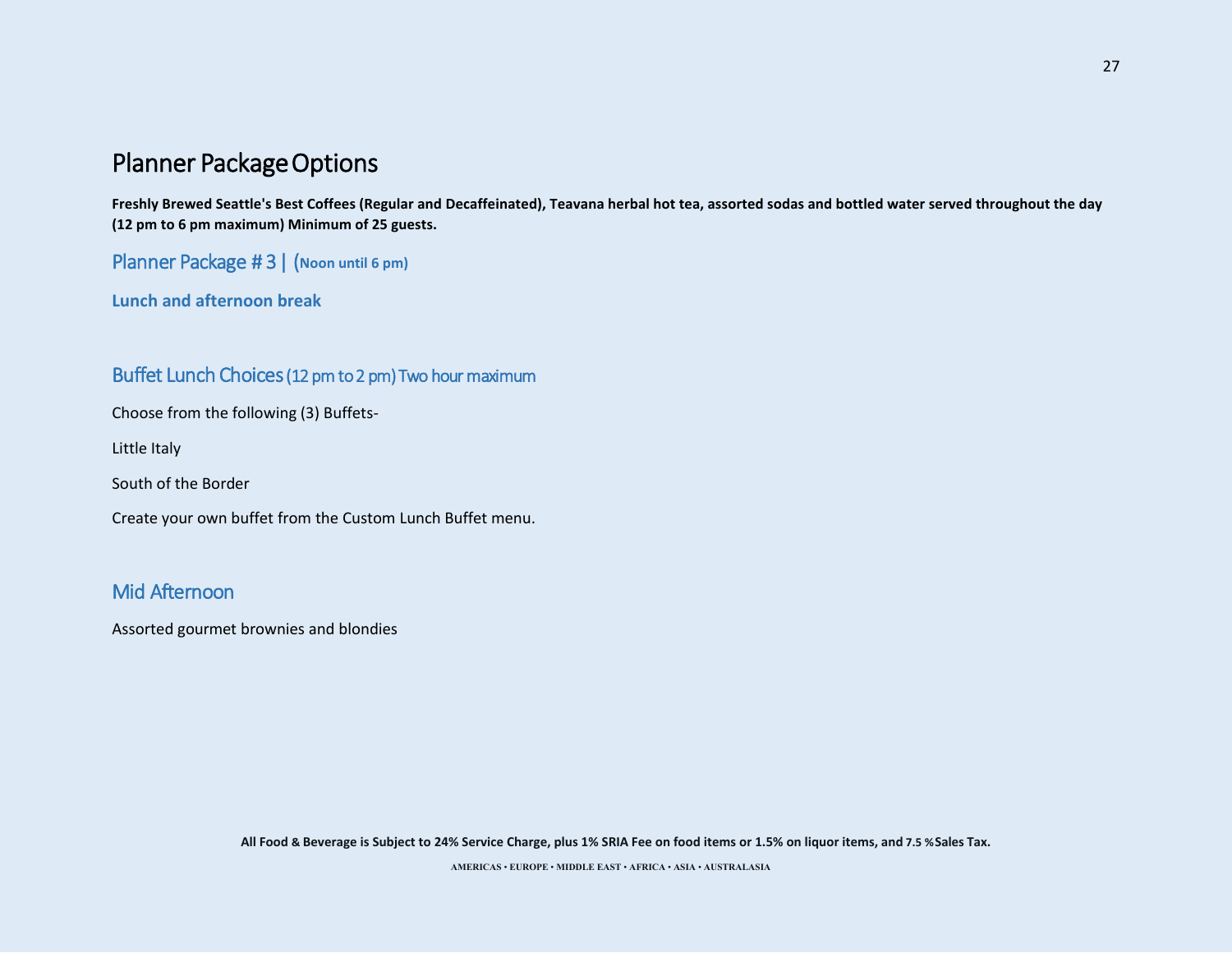# Planner Package Options

**Freshly Brewed Seattle's Best Coffees (Regular and Decaffeinated), Teavana herbal hot tea, assorted sodas and bottled water served throughout the day (12 pm to 6 pm maximum) Minimum of 25 guests.**

## Planner Package # 3 | (Noon until 6 pm)

**Lunch and afternoon break**

## Buffet Lunch Choices (12 pm to 2 pm) Two hour maximum

Choose from the following (3) Buffets-

Little Italy

South of the Border

Create your own buffet from the Custom Lunch Buffet menu.

## Mid Afternoon

Assorted gourmet brownies and blondies

**All Food & Beverage is Subject to 24% Service Charge, plus 1% SRIA Fee on food items or 1.5% on liquor items, and 7.5 % Sales Tax.**

AMERICAS • EUROPE • MIDDLE EAST • AFRICA • ASIA • AUSTRALASIA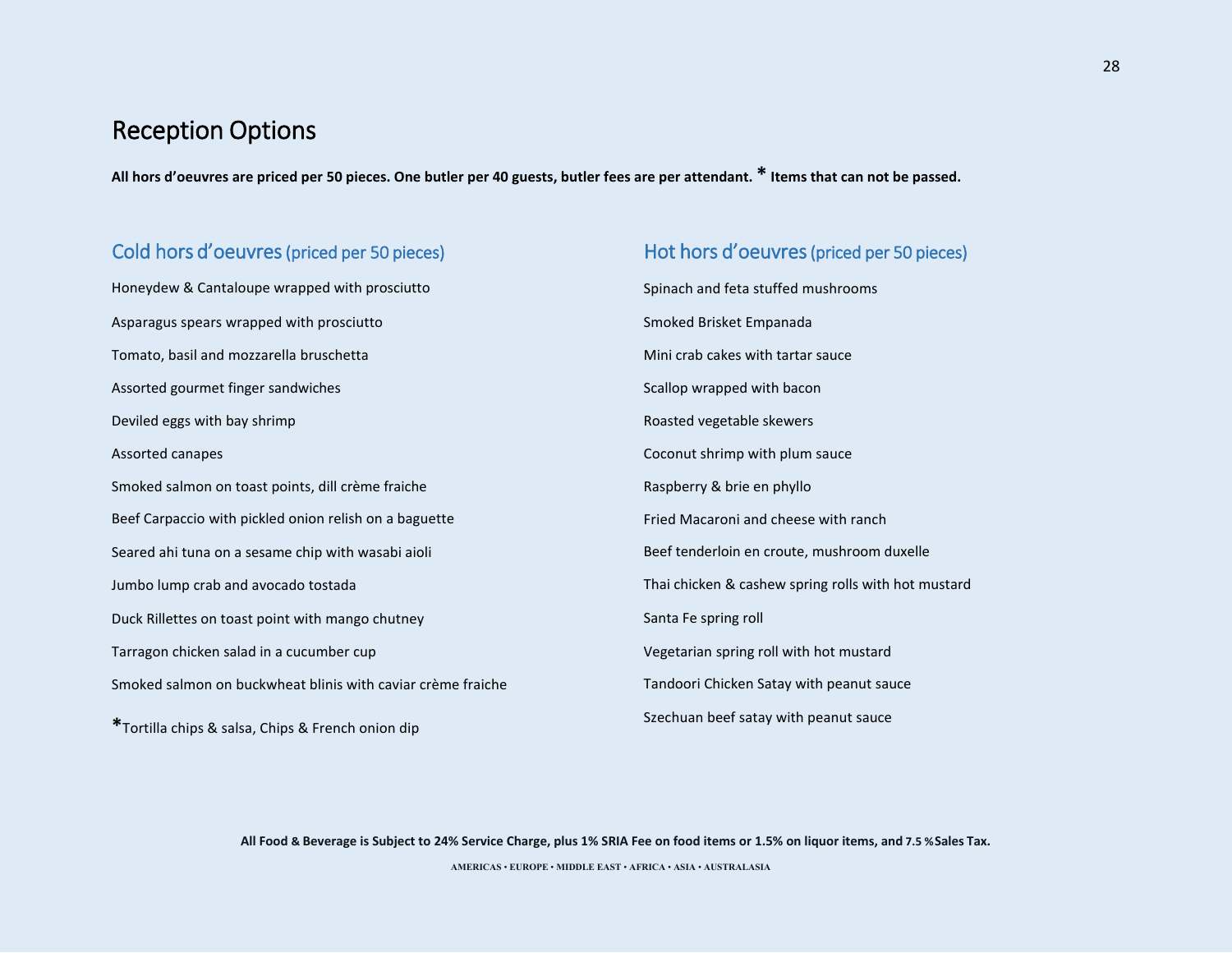# Reception Options

**All hors d'oeuvres are priced per 50 pieces. One butler per 40 guests, butler fees are per attendant. * Items that can not be passed.**

## Cold hors d'oeuvres (priced per 50 pieces)

Honeydew & Cantaloupe wrapped with prosciutto

Asparagus spears wrapped with prosciutto

Tomato, basil and mozzarella bruschetta

Assorted gourmet finger sandwiches

Deviled eggs with bay shrimp

Assorted canapes

Smoked salmon on toast points, dill crème fraiche

Beef Carpaccio with pickled onion relish on a baguette

Seared ahi tuna on a sesame chip with wasabi aioli

Jumbo lump crab and avocado tostada

Duck Rillettes on toast point with mango chutney

Tarragon chicken salad in a cucumber cup

Smoked salmon on buckwheat blinis with caviar crème fraiche

*Tortilla chips & salsa, Chips & French onion dip

## Hot hors d'oeuvres (priced per 50 pieces)

Spinach and feta stuffed mushrooms

Smoked Brisket Empanada

Mini crab cakes with tartar sauce

Scallop wrapped with bacon

Roasted vegetable skewers

Coconut shrimp with plum sauce

Raspberry & brie en phyllo

Fried Macaroni and cheese with ranch

Beef tenderloin en croute, mushroom duxelle

Thai chicken & cashew spring rolls with hot mustard

Santa Fe spring roll

Vegetarian spring roll with hot mustard

Tandoori Chicken Satay with peanut sauce

Szechuan beef satay with peanut sauce

**All Food & Beverage is Subject to 24% Service Charge, plus 1% SRIA Fee on food items or 1.5% on liquor items, and 7.5 %Sales Tax.**

AMERICAS • EUROPE • MIDDLE EAST • AFRICA • ASIA • AUSTRALASIA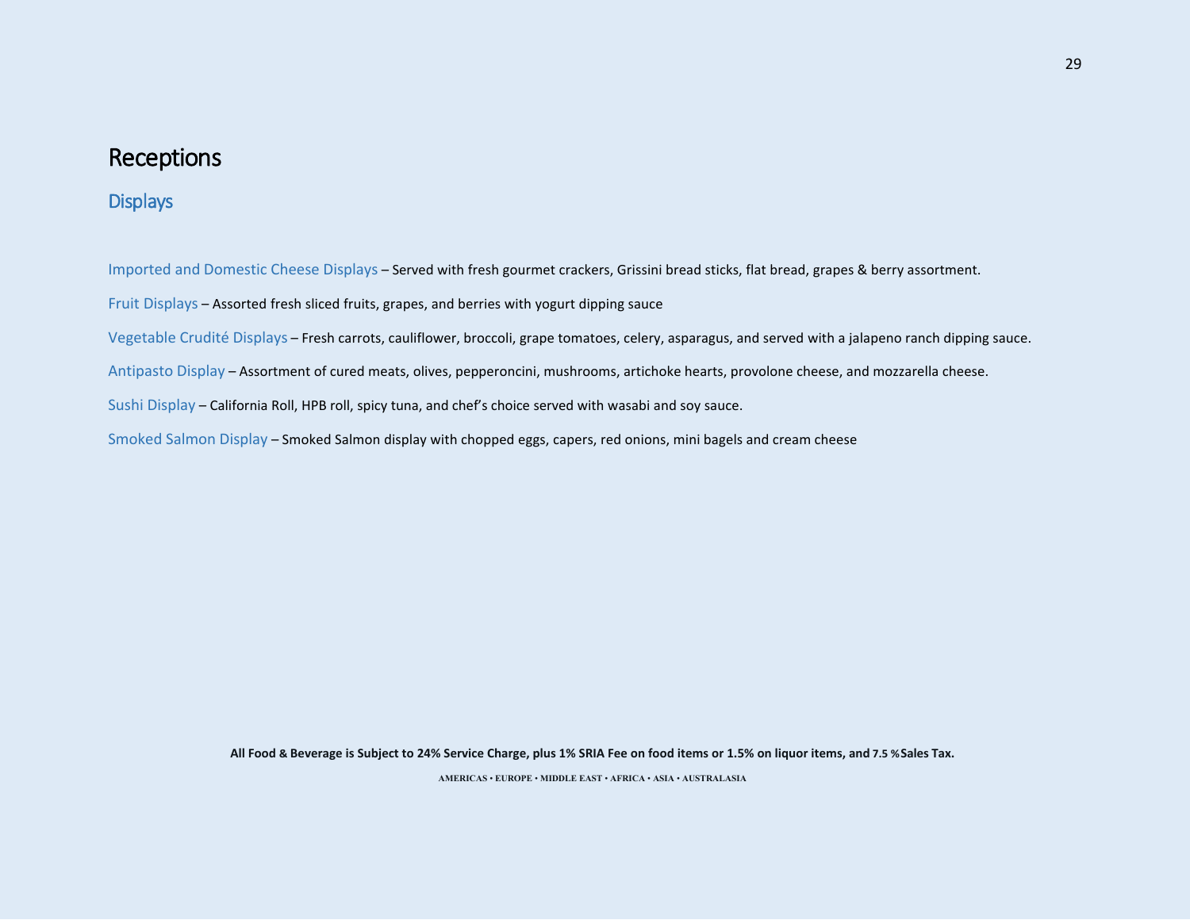# Receptions

## Displays

Imported and Domestic Cheese Displays – Served with fresh gourmet crackers, Grissini bread sticks, flat bread, grapes & berry assortment.

Fruit Displays – Assorted fresh sliced fruits, grapes, and berries with yogurt dipping sauce

Vegetable Crudité Displays – Fresh carrots, cauliflower, broccoli, grape tomatoes, celery, asparagus, and served with a jalapeno ranch dipping sauce.

Antipasto Display – Assortment of cured meats, olives, pepperoncini, mushrooms, artichoke hearts, provolone cheese, and mozzarella cheese.

Sushi Display – California Roll, HPB roll, spicy tuna, and chef's choice served with wasabi and soy sauce.

Smoked Salmon Display – Smoked Salmon display with chopped eggs, capers, red onions, mini bagels and cream cheese

**All Food & Beverage is Subject to 24% Service Charge, plus 1% SRIA Fee on food items or 1.5% on liquor items, and 7.5 % Sales Tax.**

AMERICAS • EUROPE • MIDDLE EAST • AFRICA • ASIA • AUSTRALASIA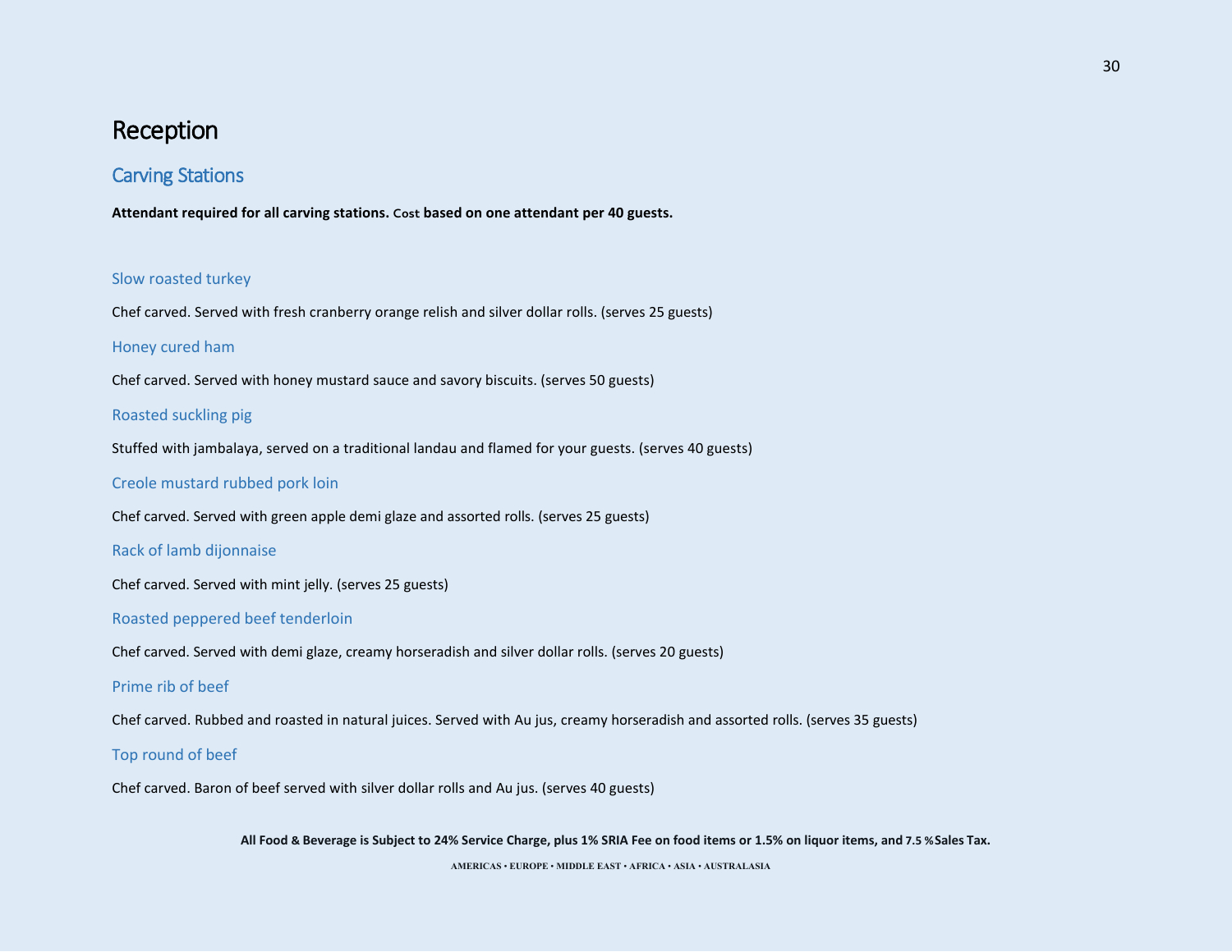# Reception

## Carving Stations

**Attendant required for all carving stations. Cost based on one attendant per 40 guests.**

### Slow roasted turkey

Chef carved. Served with fresh cranberry orange relish and silver dollar rolls. (serves 25 guests)

### Honey cured ham

Chef carved. Served with honey mustard sauce and savory biscuits. (serves 50 guests)

### Roasted suckling pig

Stuffed with jambalaya, served on a traditional landau and flamed for your guests. (serves 40 guests)

### Creole mustard rubbed pork loin

Chef carved. Served with green apple demi glaze and assorted rolls. (serves 25 guests)

### Rack of lamb dijonnaise

Chef carved. Served with mint jelly. (serves 25 guests)

### Roasted peppered beef tenderloin

Chef carved. Served with demi glaze, creamy horseradish and silver dollar rolls. (serves 20 guests)

### Prime rib of beef

Chef carved. Rubbed and roasted in natural juices. Served with Au jus, creamy horseradish and assorted rolls. (serves 35 guests)

### Top round of beef

Chef carved. Baron of beef served with silver dollar rolls and Au jus. (serves 40 guests)

**All Food & Beverage is Subject to 24% Service Charge, plus 1% SRIA Fee on food items or 1.5% on liquor items, and 7.5 % Sales Tax.**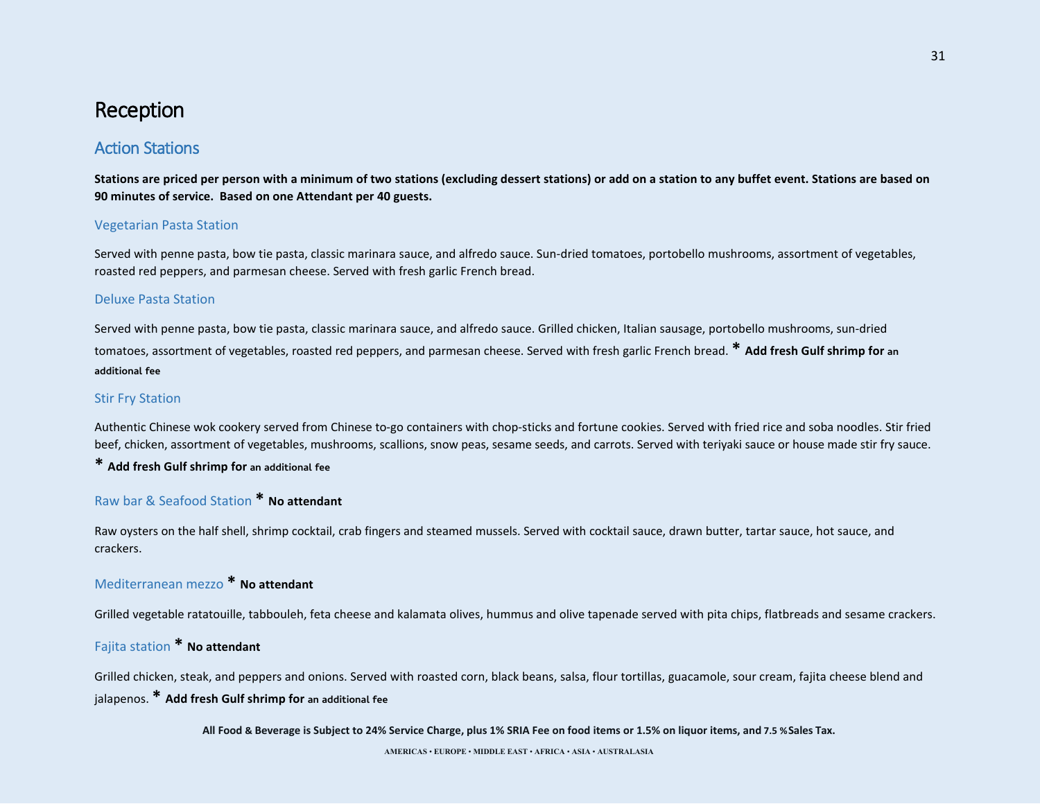# Reception

## Action Stations

**Stations are priced per person with a minimum of two stations (excluding dessert stations) or add on a station to any buffet event. Stations are based on 90 minutes of service. Based on one Attendant per 40 guests.**

### Vegetarian Pasta Station

Served with penne pasta, bow tie pasta, classic marinara sauce, and alfredo sauce. Sun-dried tomatoes, portobello mushrooms, assortment of vegetables, roasted red peppers, and parmesan cheese. Served with fresh garlic French bread.

### Deluxe Pasta Station

Served with penne pasta, bow tie pasta, classic marinara sauce, and alfredo sauce. Grilled chicken, Italian sausage, portobello mushrooms, sun-dried tomatoes, assortment of vegetables, roasted red peppers, and parmesan cheese. Served with fresh garlic French bread. * **Add fresh Gulf shrimp for an additional fee**

### Stir Fry Station

Authentic Chinese wok cookery served from Chinese to-go containers with chop-sticks and fortune cookies. Served with fried rice and soba noodles. Stir fried beef, chicken, assortment of vegetables, mushrooms, scallions, snow peas, sesame seeds, and carrots. Served with teriyaki sauce or house made stir fry sauce.

* **Add fresh Gulf shrimp for an additional fee**

### Raw bar & Seafood Station * **No attendant**

Raw oysters on the half shell, shrimp cocktail, crab fingers and steamed mussels. Served with cocktail sauce, drawn butter, tartar sauce, hot sauce, and crackers.

### Mediterranean mezzo * **No attendant**

Grilled vegetable ratatouille, tabbouleh, feta cheese and kalamata olives, hummus and olive tapenade served with pita chips, flatbreads and sesame crackers.

### Fajita station * **No attendant**

Grilled chicken, steak, and peppers and onions. Served with roasted corn, black beans, salsa, flour tortillas, guacamole, sour cream, fajita cheese blend and jalapenos. * **Add fresh Gulf shrimp for an additional fee**

**All Food & Beverage is Subject to 24% Service Charge, plus 1% SRIA Fee on food items or 1.5% on liquor items, and 7.5 % Sales Tax.**

AMERICAS • EUROPE • MIDDLE EAST • AFRICA • ASIA • AUSTRALASIA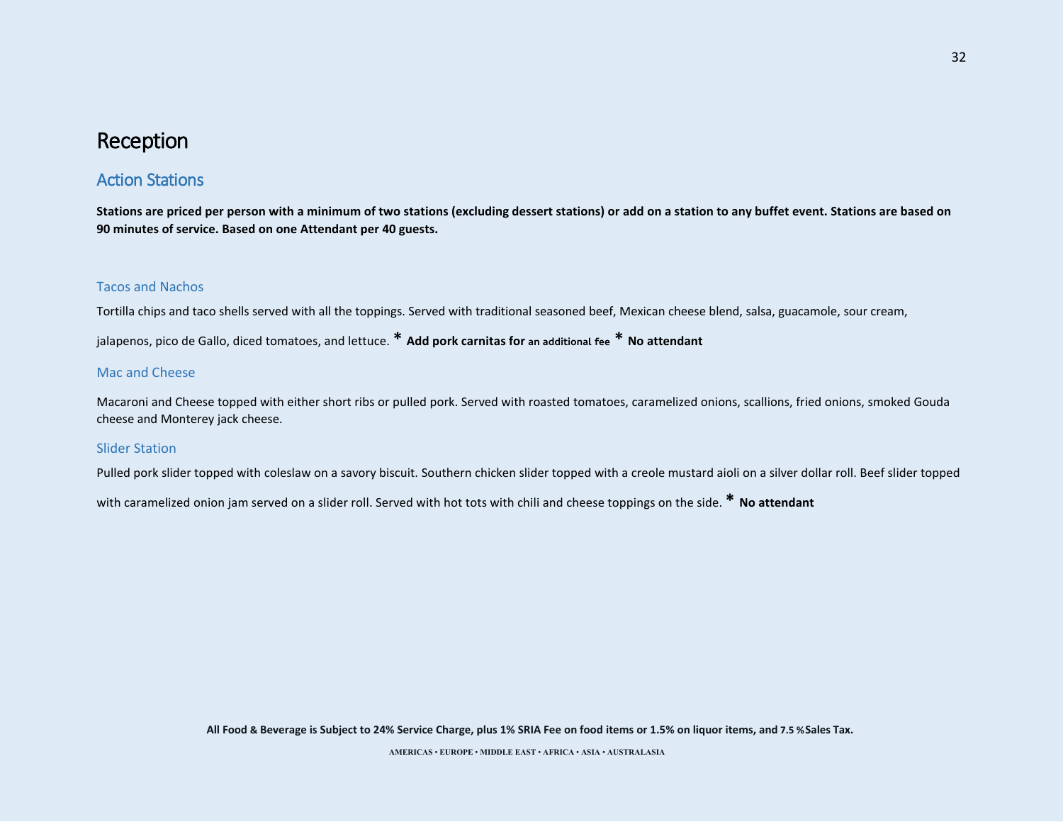# Reception

## Action Stations

**Stations are priced per person with a minimum of two stations (excluding dessert stations) or add on a station to any buffet event. Stations are based on 90 minutes of service. Based on one Attendant per 40 guests.**

### Tacos and Nachos

Tortilla chips and taco shells served with all the toppings. Served with traditional seasoned beef, Mexican cheese blend, salsa, guacamole, sour cream, jalapenos, pico de Gallo, diced tomatoes, and lettuce. * **Add pork carnitas for an additional fee** * **No attendant**

### Mac and Cheese

Macaroni and Cheese topped with either short ribs or pulled pork. Served with roasted tomatoes, caramelized onions, scallions, fried onions, smoked Gouda cheese and Monterey jack cheese.

### Slider Station

Pulled pork slider topped with coleslaw on a savory biscuit. Southern chicken slider topped with a creole mustard aioli on a silver dollar roll. Beef slider topped with caramelized onion jam served on a slider roll. Served with hot tots with chili and cheese toppings on the side. * **No attendant**

**All Food & Beverage is Subject to 24% Service Charge, plus 1% SRIA Fee on food items or 1.5% on liquor items, and 7.5 % Sales Tax.**

AMERICAS • EUROPE • MIDDLE EAST • AFRICA • ASIA • AUSTRALASIA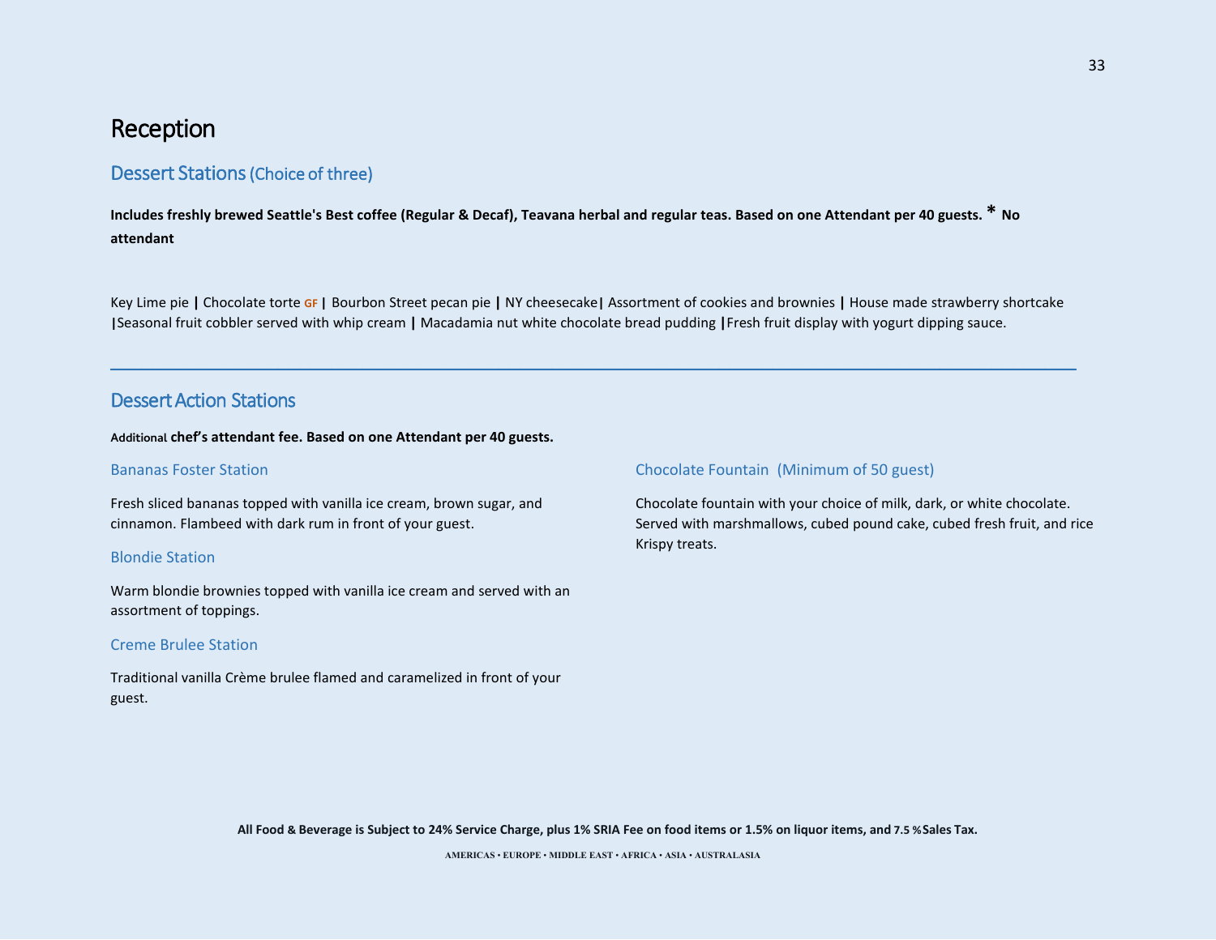# Reception

## Dessert Stations (Choice of three)

**Includes freshly brewed Seattle's Best coffee (Regular & Decaf), Teavana herbal and regular teas. Based on one Attendant per 40 guests. * No attendant**

Key Lime pie **|** Chocolate torte GF **|** Bourbon Street pecan pie **|** NY cheesecake**|** Assortment of cookies and brownies **|** House made strawberry shortcake **|**Seasonal fruit cobbler served with whip cream **|** Macadamia nut white chocolate bread pudding **|**Fresh fruit display with yogurt dipping sauce.

---

## Dessert Action Stations

**Additional chef's attendant fee. Based on one Attendant per 40 guests.**

### Bananas Foster Station

Fresh sliced bananas topped with vanilla ice cream, brown sugar, and cinnamon. Flambeed with dark rum in front of your guest.

### Blondie Station

Warm blondie brownies topped with vanilla ice cream and served with an assortment of toppings.

### Creme Brulee Station

Traditional vanilla Crème brulee flamed and caramelized in front of your guest.

### Chocolate Fountain (Minimum of 50 guest)

Chocolate fountain with your choice of milk, dark, or white chocolate. Served with marshmallows, cubed pound cake, cubed fresh fruit, and rice Krispy treats.

**All Food & Beverage is Subject to 24% Service Charge, plus 1% SRIA Fee on food items or 1.5% on liquor items, and 7.5 %Sales Tax.**

AMERICAS • EUROPE • MIDDLE EAST • AFRICA • ASIA • AUSTRALASIA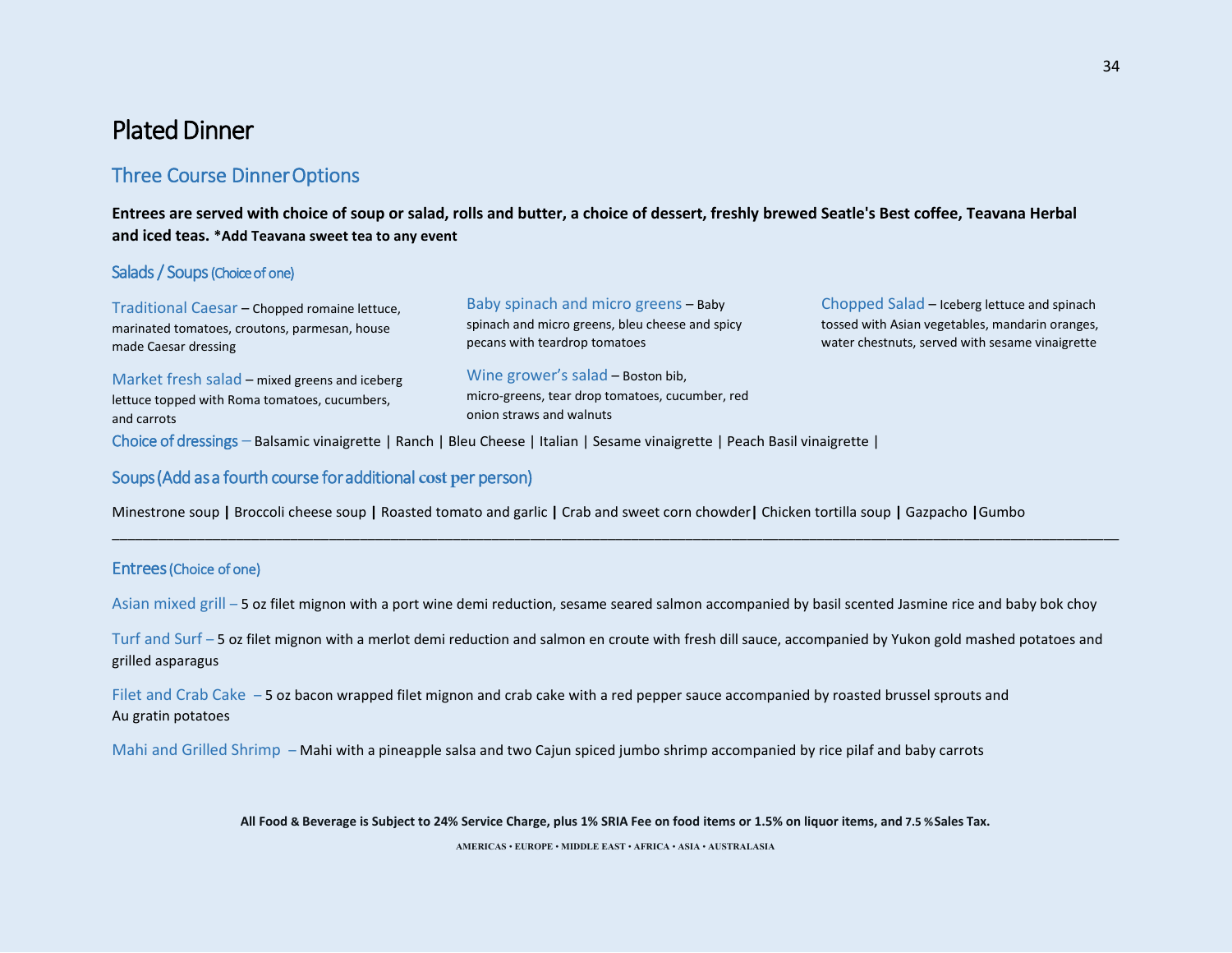# Plated Dinner

## Three Course Dinner Options

**Entrees are served with choice of soup or salad, rolls and butter, a choice of dessert, freshly brewed Seatle's Best coffee, Teavana Herbal and iced teas. *Add Teavana sweet tea to any event**

### Salads / Soups (Choice of one)

Traditional Caesar – Chopped romaine lettuce, marinated tomatoes, croutons, parmesan, house made Caesar dressing

Market fresh salad – mixed greens and iceberg lettuce topped with Roma tomatoes, cucumbers, and carrots

Baby spinach and micro greens – Baby spinach and micro greens, bleu cheese and spicy pecans with teardrop tomatoes

Wine grower's salad – Boston bib, micro-greens, tear drop tomatoes, cucumber, red onion straws and walnuts

Chopped Salad – Iceberg lettuce and spinach tossed with Asian vegetables, mandarin oranges, water chestnuts, served with sesame vinaigrette

Choice of dressings – Balsamic vinaigrette | Ranch | Bleu Cheese | Italian | Sesame vinaigrette | Peach Basil vinaigrette |

### Soups (Add as a fourth course for additional cost per person)

Minestrone soup | Broccoli cheese soup | Roasted tomato and garlic | Crab and sweet corn chowder | Chicken tortilla soup | Gazpacho | Gumbo

---

### Entrees (Choice of one)

Asian mixed grill – 5 oz filet mignon with a port wine demi reduction, sesame seared salmon accompanied by basil scented Jasmine rice and baby bok choy

Turf and Surf – 5 oz filet mignon with a merlot demi reduction and salmon en croute with fresh dill sauce, accompanied by Yukon gold mashed potatoes and grilled asparagus

Filet and Crab Cake – 5 oz bacon wrapped filet mignon and crab cake with a red pepper sauce accompanied by roasted brussel sprouts and Au gratin potatoes

Mahi and Grilled Shrimp – Mahi with a pineapple salsa and two Cajun spiced jumbo shrimp accompanied by rice pilaf and baby carrots

**All Food & Beverage is Subject to 24% Service Charge, plus 1% SRIA Fee on food items or 1.5% on liquor items, and 7.5 % Sales Tax.**

AMERICAS • EUROPE • MIDDLE EAST • AFRICA • ASIA • AUSTRALASIA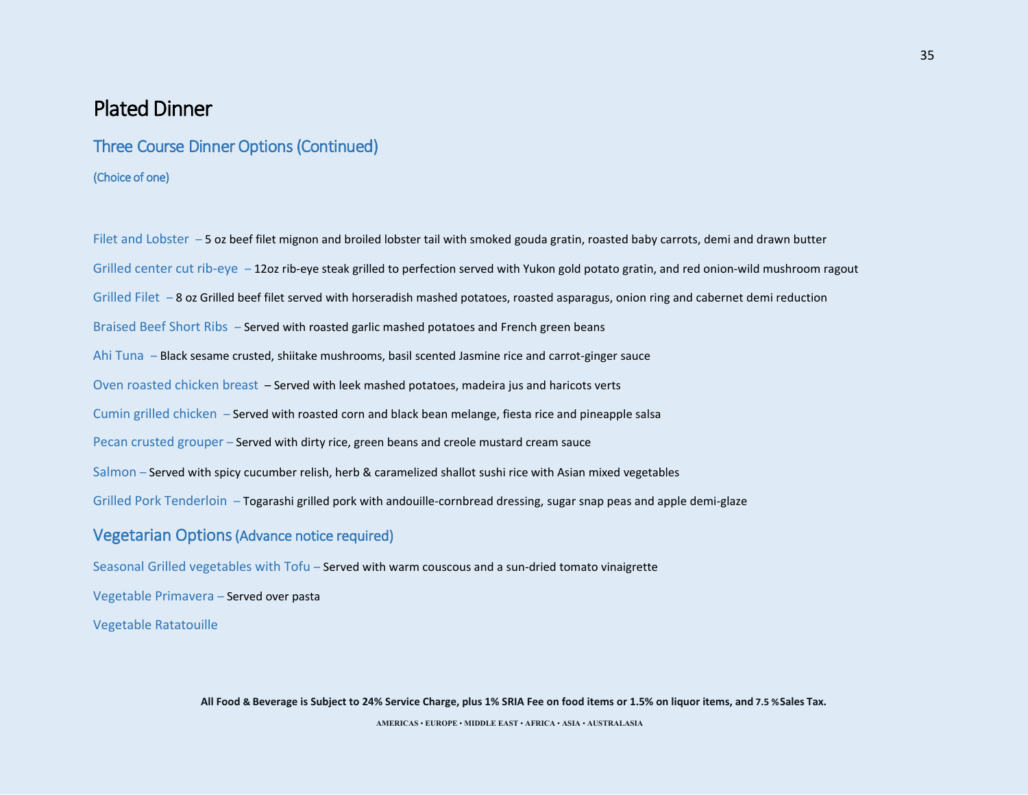# Plated Dinner

## Three Course Dinner Options (Continued)

(Choice of one)

Filet and Lobster – 5 oz beef filet mignon and broiled lobster tail with smoked gouda gratin, roasted baby carrots, demi and drawn butter

Grilled center cut rib-eye – 12oz rib-eye steak grilled to perfection served with Yukon gold potato gratin, and red onion-wild mushroom ragout

Grilled Filet – 8 oz Grilled beef filet served with horseradish mashed potatoes, roasted asparagus, onion ring and cabernet demi reduction

Braised Beef Short Ribs – Served with roasted garlic mashed potatoes and French green beans

Ahi Tuna – Black sesame crusted, shiitake mushrooms, basil scented Jasmine rice and carrot-ginger sauce

Oven roasted chicken breast – Served with leek mashed potatoes, madeira jus and haricots verts

Cumin grilled chicken – Served with roasted corn and black bean melange, fiesta rice and pineapple salsa

Pecan crusted grouper – Served with dirty rice, green beans and creole mustard cream sauce

Salmon – Served with spicy cucumber relish, herb & caramelized shallot sushi rice with Asian mixed vegetables

Grilled Pork Tenderloin – Togarashi grilled pork with andouille-cornbread dressing, sugar snap peas and apple demi-glaze

## Vegetarian Options (Advance notice required)

Seasonal Grilled vegetables with Tofu – Served with warm couscous and a sun-dried tomato vinaigrette

Vegetable Primavera – Served over pasta

Vegetable Ratatouille

**All Food & Beverage is Subject to 24% Service Charge, plus 1% SRIA Fee on food items or 1.5% on liquor items, and 7.5 % Sales Tax.**

AMERICAS • EUROPE • MIDDLE EAST • AFRICA • ASIA • AUSTRALASIA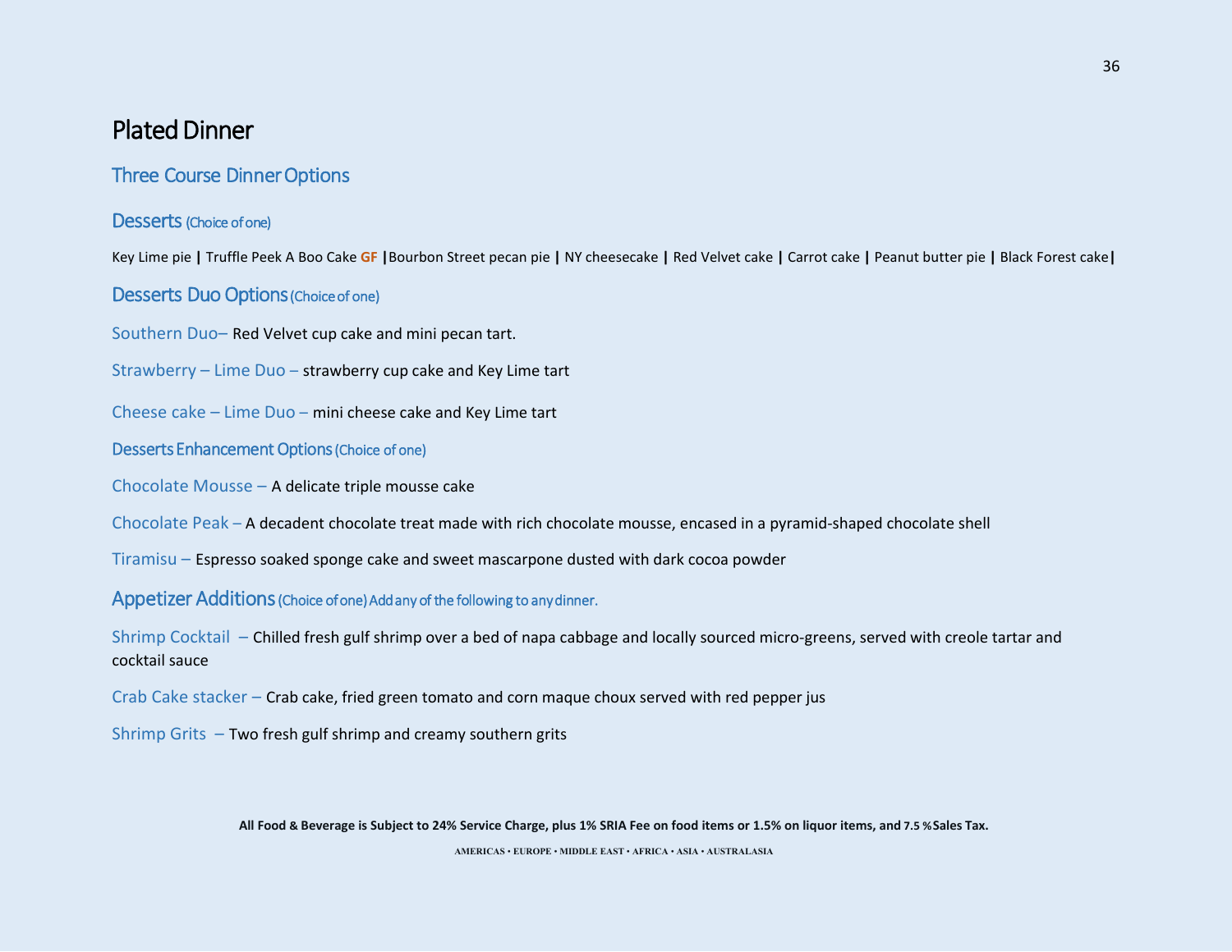# Plated Dinner

## Three Course Dinner Options

### Desserts (Choice of one)

Key Lime pie | Truffle Peek A Boo Cake **GF** |Bourbon Street pecan pie | NY cheesecake | Red Velvet cake | Carrot cake | Peanut butter pie | Black Forest cake|

### Desserts Duo Options (Choice of one)

Southern Duo– Red Velvet cup cake and mini pecan tart.

Strawberry – Lime Duo – strawberry cup cake and Key Lime tart

Cheese cake – Lime Duo – mini cheese cake and Key Lime tart

### Desserts Enhancement Options (Choice of one)

Chocolate Mousse – A delicate triple mousse cake

Chocolate Peak – A decadent chocolate treat made with rich chocolate mousse, encased in a pyramid-shaped chocolate shell

Tiramisu – Espresso soaked sponge cake and sweet mascarpone dusted with dark cocoa powder

### Appetizer Additions (Choice of one) Add any of the following to any dinner.

Shrimp Cocktail – Chilled fresh gulf shrimp over a bed of napa cabbage and locally sourced micro-greens, served with creole tartar and cocktail sauce

Crab Cake stacker – Crab cake, fried green tomato and corn maque choux served with red pepper jus

Shrimp Grits – Two fresh gulf shrimp and creamy southern grits

**All Food & Beverage is Subject to 24% Service Charge, plus 1% SRIA Fee on food items or 1.5% on liquor items, and 7.5 % Sales Tax.**

AMERICAS • EUROPE • MIDDLE EAST • AFRICA • ASIA • AUSTRALASIA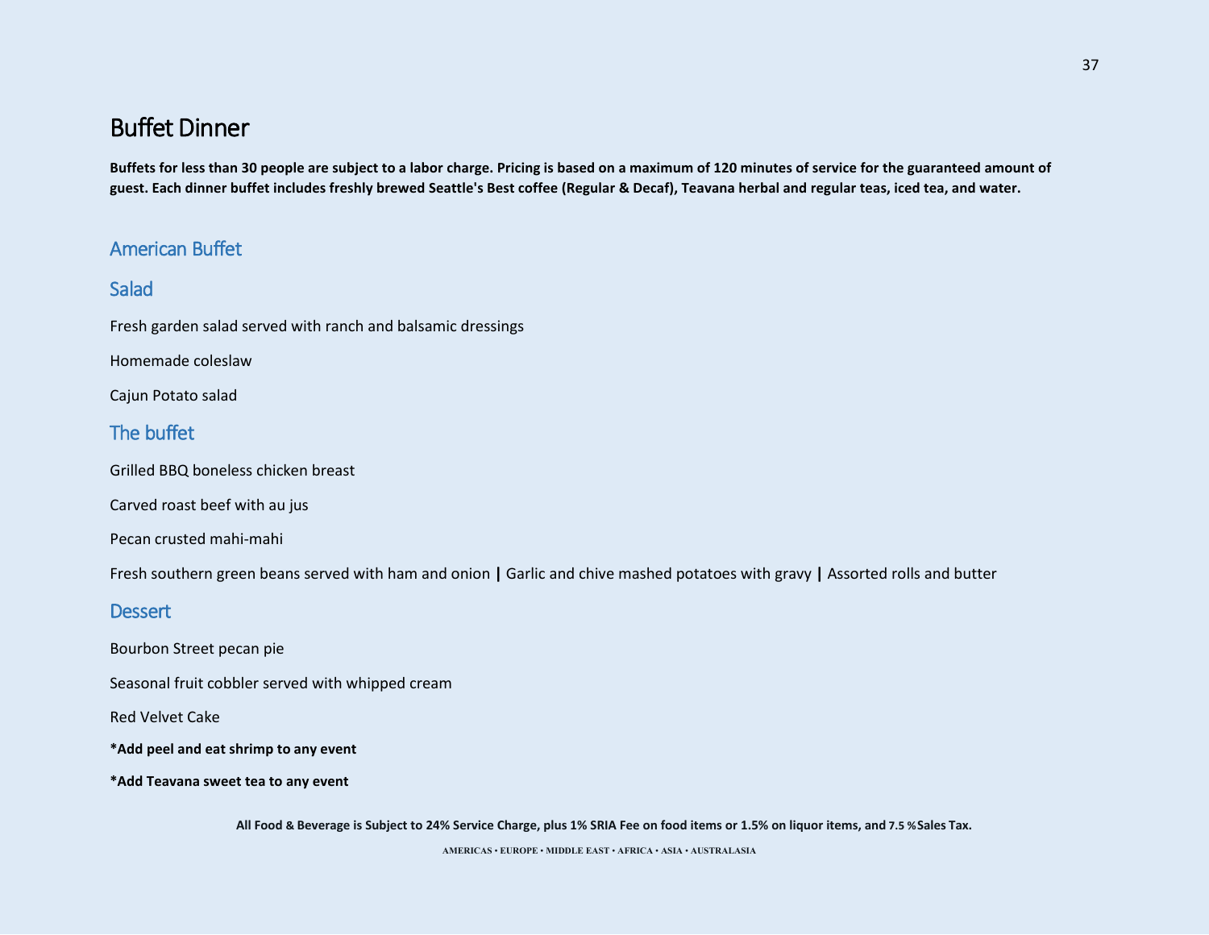# Buffet Dinner

**Buffets for less than 30 people are subject to a labor charge. Pricing is based on a maximum of 120 minutes of service for the guaranteed amount of guest. Each dinner buffet includes freshly brewed Seattle's Best coffee (Regular & Decaf), Teavana herbal and regular teas, iced tea, and water.**

## American Buffet

## Salad

Fresh garden salad served with ranch and balsamic dressings

Homemade coleslaw

Cajun Potato salad

## The buffet

Grilled BBQ boneless chicken breast

Carved roast beef with au jus

Pecan crusted mahi-mahi

Fresh southern green beans served with ham and onion **|** Garlic and chive mashed potatoes with gravy **|** Assorted rolls and butter

## Dessert

Bourbon Street pecan pie

Seasonal fruit cobbler served with whipped cream

Red Velvet Cake

**\*Add peel and eat shrimp to any event**

**\*Add Teavana sweet tea to any event**

**All Food & Beverage is Subject to 24% Service Charge, plus 1% SRIA Fee on food items or 1.5% on liquor items, and 7.5 % Sales Tax.**

AMERICAS • EUROPE • MIDDLE EAST • AFRICA • ASIA • AUSTRALASIA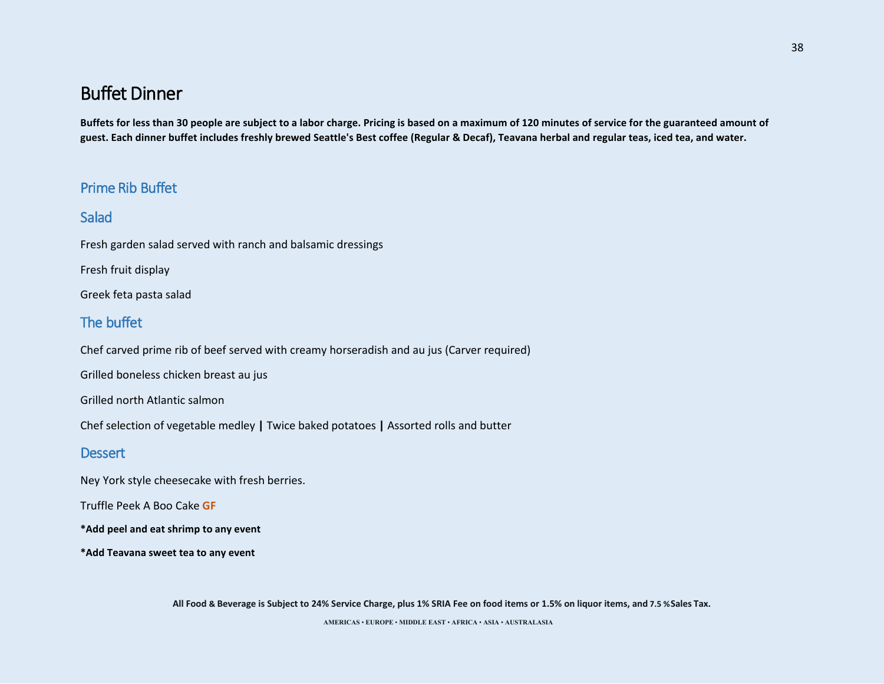# Buffet Dinner

**Buffets for less than 30 people are subject to a labor charge. Pricing is based on a maximum of 120 minutes of service for the guaranteed amount of guest. Each dinner buffet includes freshly brewed Seattle's Best coffee (Regular & Decaf), Teavana herbal and regular teas, iced tea, and water.**

## Prime Rib Buffet

### Salad

Fresh garden salad served with ranch and balsamic dressings

Fresh fruit display

Greek feta pasta salad

### The buffet

Chef carved prime rib of beef served with creamy horseradish and au jus (Carver required)

Grilled boneless chicken breast au jus

Grilled north Atlantic salmon

Chef selection of vegetable medley **|** Twice baked potatoes **|** Assorted rolls and butter

### Dessert

Ney York style cheesecake with fresh berries.

Truffle Peek A Boo Cake **GF**

***Add peel and eat shrimp to any event**

***Add Teavana sweet tea to any event**

**All Food & Beverage is Subject to 24% Service Charge, plus 1% SRIA Fee on food items or 1.5% on liquor items, and 7.5 %Sales Tax.**

AMERICAS • EUROPE • MIDDLE EAST • AFRICA • ASIA • AUSTRALASIA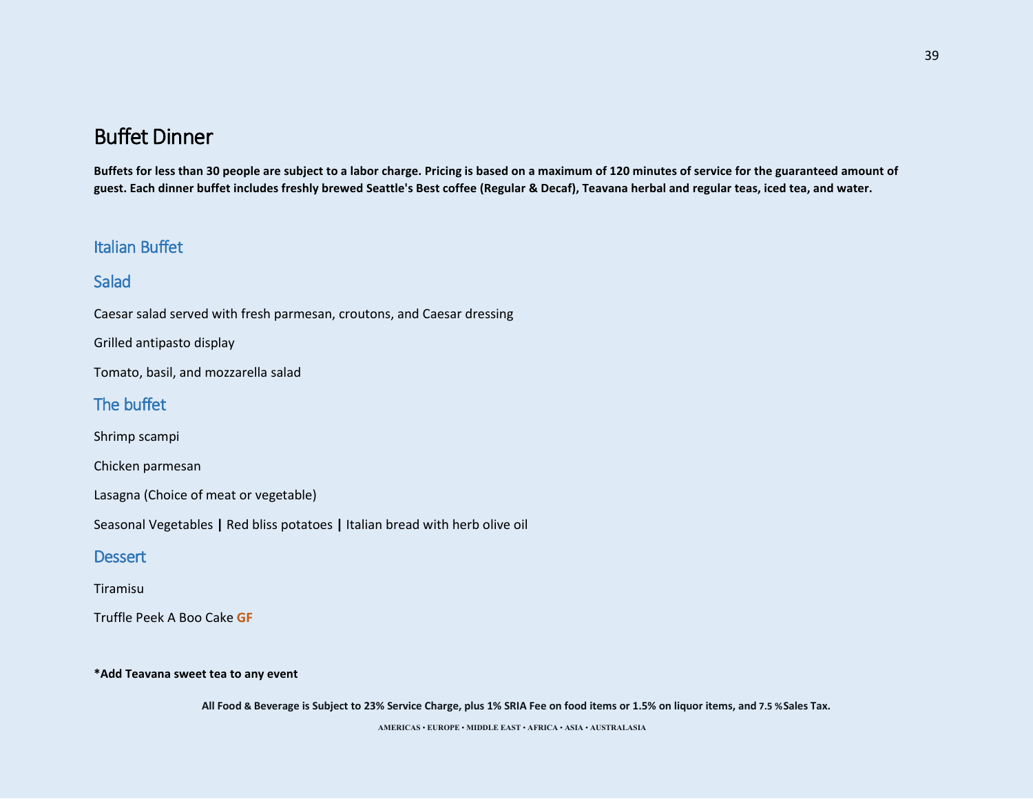# Buffet Dinner

**Buffets for less than 30 people are subject to a labor charge. Pricing is based on a maximum of 120 minutes of service for the guaranteed amount of guest. Each dinner buffet includes freshly brewed Seattle's Best coffee (Regular & Decaf), Teavana herbal and regular teas, iced tea, and water.**

## Italian Buffet

### Salad

Caesar salad served with fresh parmesan, croutons, and Caesar dressing

Grilled antipasto display

Tomato, basil, and mozzarella salad

### The buffet

Shrimp scampi

Chicken parmesan

Lasagna (Choice of meat or vegetable)

Seasonal Vegetables **|** Red bliss potatoes **|** Italian bread with herb olive oil

### Dessert

Tiramisu

Truffle Peek A Boo Cake **GF**

***Add Teavana sweet tea to any event**

**All Food & Beverage is Subject to 23% Service Charge, plus 1% SRIA Fee on food items or 1.5% on liquor items, and 7.5 %Sales Tax.**

AMERICAS • EUROPE • MIDDLE EAST • AFRICA • ASIA • AUSTRALASIA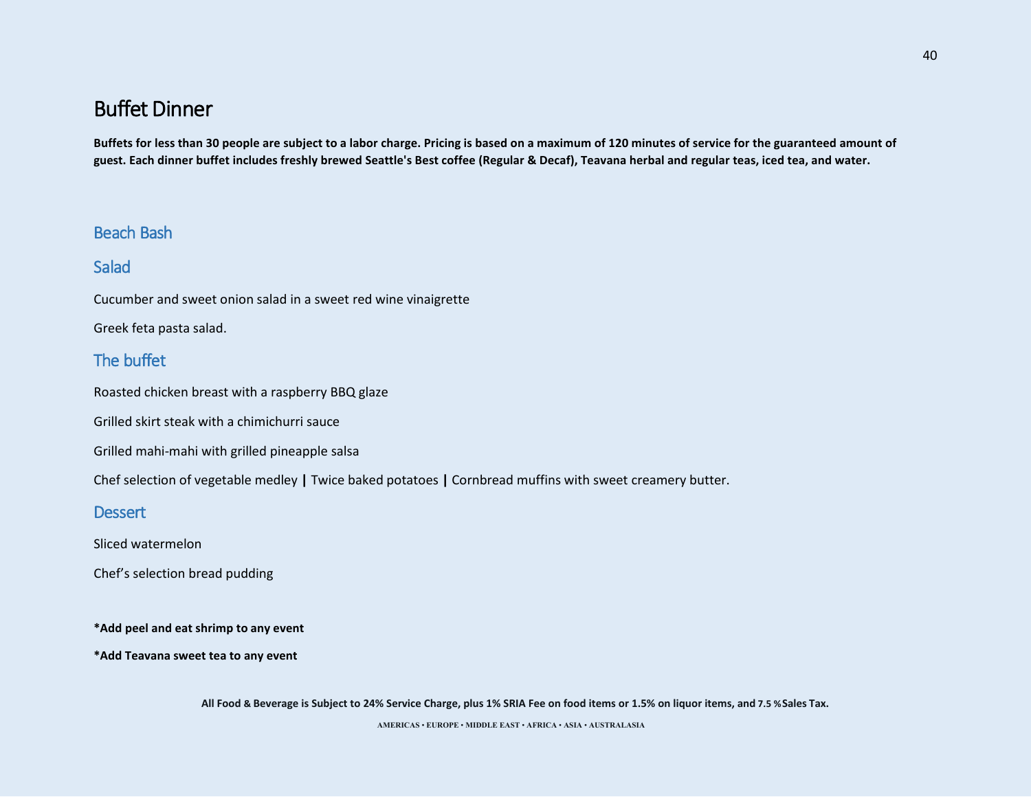# Buffet Dinner

**Buffets for less than 30 people are subject to a labor charge. Pricing is based on a maximum of 120 minutes of service for the guaranteed amount of guest. Each dinner buffet includes freshly brewed Seattle's Best coffee (Regular & Decaf), Teavana herbal and regular teas, iced tea, and water.**

## Beach Bash

### Salad

Cucumber and sweet onion salad in a sweet red wine vinaigrette

Greek feta pasta salad.

### The buffet

Roasted chicken breast with a raspberry BBQ glaze

Grilled skirt steak with a chimichurri sauce

Grilled mahi-mahi with grilled pineapple salsa

Chef selection of vegetable medley **|** Twice baked potatoes **|** Cornbread muffins with sweet creamery butter.

### Dessert

Sliced watermelon

Chef's selection bread pudding

**\*Add peel and eat shrimp to any event**

**\*Add Teavana sweet tea to any event**

**All Food & Beverage is Subject to 24% Service Charge, plus 1% SRIA Fee on food items or 1.5% on liquor items, and 7.5 % Sales Tax.**

AMERICAS • EUROPE • MIDDLE EAST • AFRICA • ASIA • AUSTRALASIA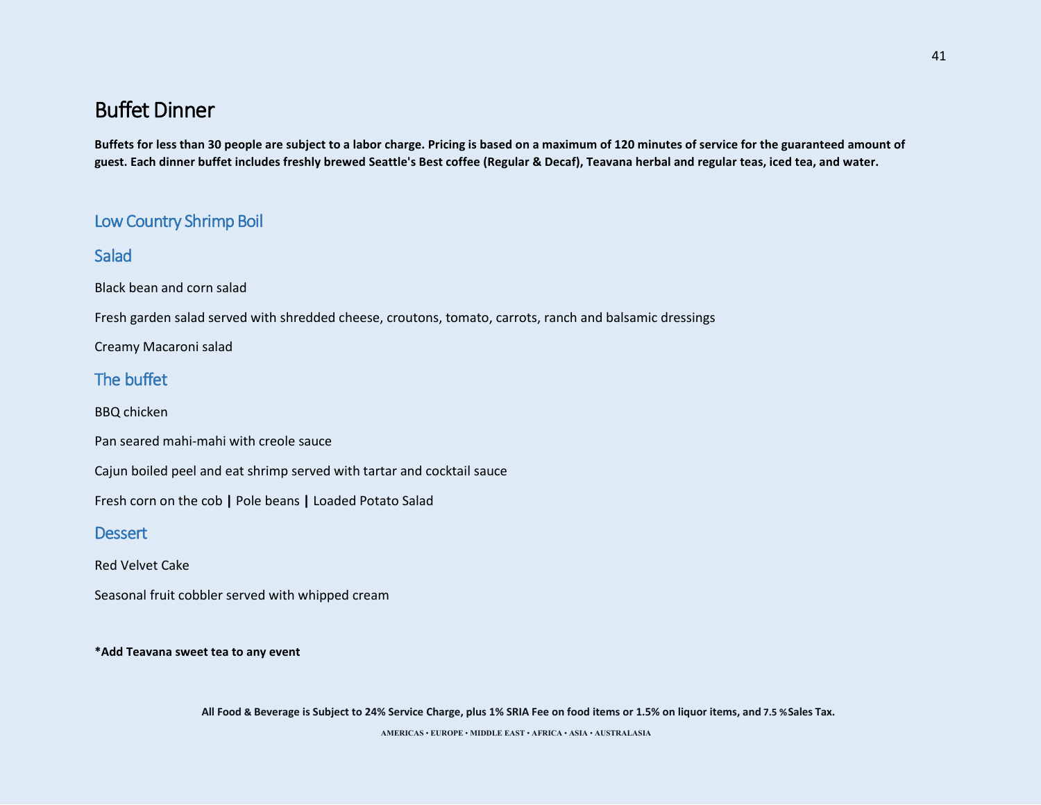# Buffet Dinner

**Buffets for less than 30 people are subject to a labor charge. Pricing is based on a maximum of 120 minutes of service for the guaranteed amount of guest. Each dinner buffet includes freshly brewed Seattle's Best coffee (Regular & Decaf), Teavana herbal and regular teas, iced tea, and water.**

## Low Country Shrimp Boil

### Salad

Black bean and corn salad

Fresh garden salad served with shredded cheese, croutons, tomato, carrots, ranch and balsamic dressings

Creamy Macaroni salad

### The buffet

BBQ chicken

Pan seared mahi-mahi with creole sauce

Cajun boiled peel and eat shrimp served with tartar and cocktail sauce

Fresh corn on the cob **|** Pole beans **|** Loaded Potato Salad

### Dessert

Red Velvet Cake

Seasonal fruit cobbler served with whipped cream

**\*Add Teavana sweet tea to any event**

**All Food & Beverage is Subject to 24% Service Charge, plus 1% SRIA Fee on food items or 1.5% on liquor items, and 7.5 % Sales Tax.**

AMERICAS • EUROPE • MIDDLE EAST • AFRICA • ASIA • AUSTRALASIA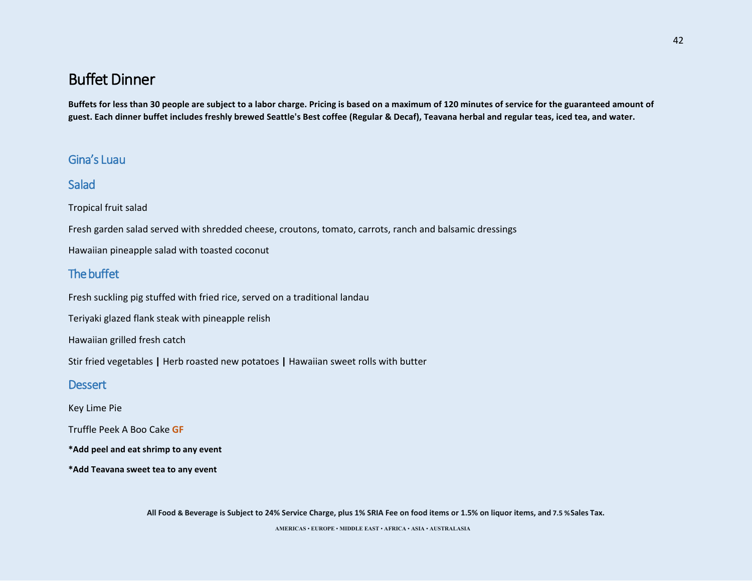# Buffet Dinner

**Buffets for less than 30 people are subject to a labor charge. Pricing is based on a maximum of 120 minutes of service for the guaranteed amount of guest. Each dinner buffet includes freshly brewed Seattle's Best coffee (Regular & Decaf), Teavana herbal and regular teas, iced tea, and water.**

## Gina's Luau

### Salad

Tropical fruit salad

Fresh garden salad served with shredded cheese, croutons, tomato, carrots, ranch and balsamic dressings

Hawaiian pineapple salad with toasted coconut

### The buffet

Fresh suckling pig stuffed with fried rice, served on a traditional landau

Teriyaki glazed flank steak with pineapple relish

Hawaiian grilled fresh catch

Stir fried vegetables **|** Herb roasted new potatoes **|** Hawaiian sweet rolls with butter

### Dessert

Key Lime Pie

Truffle Peek A Boo Cake **GF**

**\*Add peel and eat shrimp to any event**

**\*Add Teavana sweet tea to any event**

**All Food & Beverage is Subject to 24% Service Charge, plus 1% SRIA Fee on food items or 1.5% on liquor items, and 7.5 % Sales Tax.**

AMERICAS • EUROPE • MIDDLE EAST • AFRICA • ASIA • AUSTRALASIA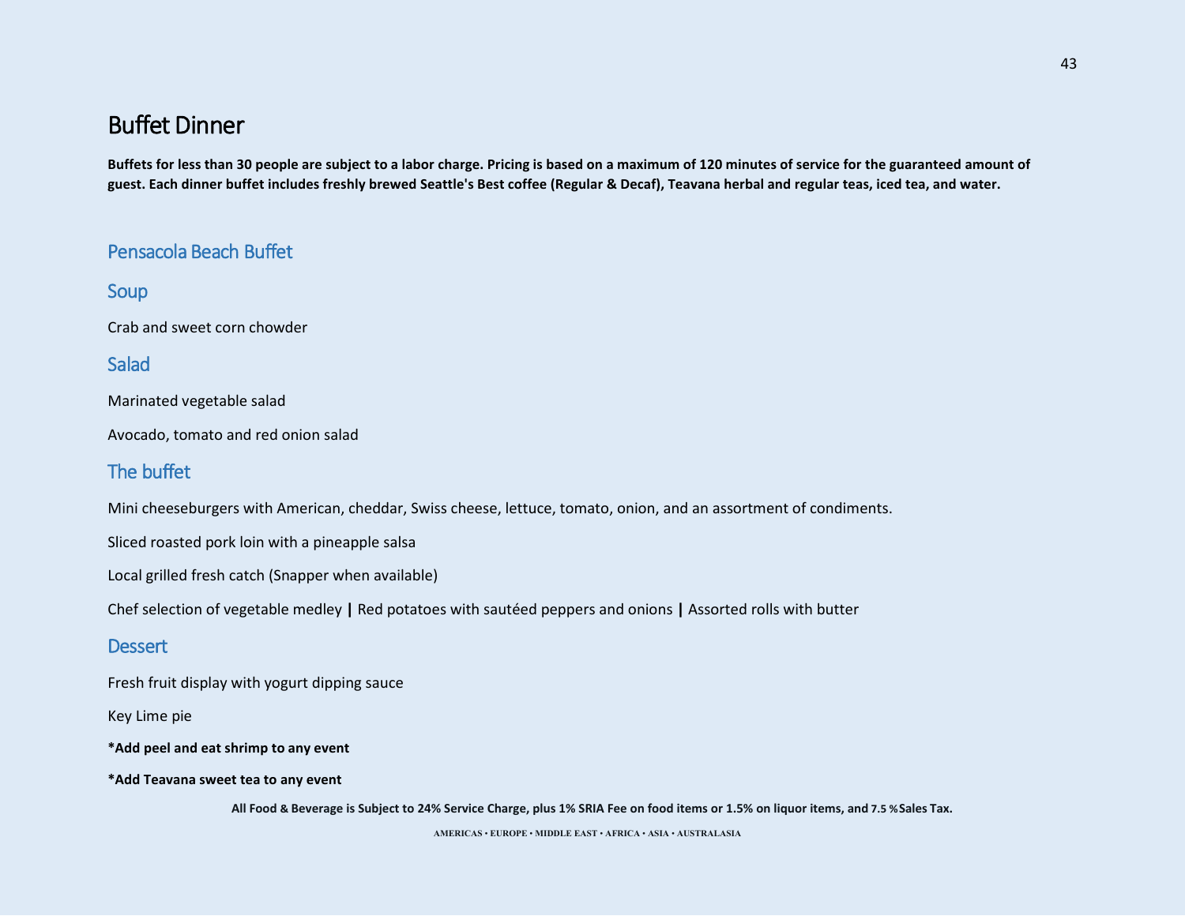# Buffet Dinner

**Buffets for less than 30 people are subject to a labor charge. Pricing is based on a maximum of 120 minutes of service for the guaranteed amount of guest. Each dinner buffet includes freshly brewed Seattle's Best coffee (Regular & Decaf), Teavana herbal and regular teas, iced tea, and water.**

## Pensacola Beach Buffet

### Soup

Crab and sweet corn chowder

### Salad

Marinated vegetable salad

Avocado, tomato and red onion salad

### The buffet

Mini cheeseburgers with American, cheddar, Swiss cheese, lettuce, tomato, onion, and an assortment of condiments.

Sliced roasted pork loin with a pineapple salsa

Local grilled fresh catch (Snapper when available)

Chef selection of vegetable medley **|** Red potatoes with sautéed peppers and onions **|** Assorted rolls with butter

### Dessert

Fresh fruit display with yogurt dipping sauce

Key Lime pie

**\*Add peel and eat shrimp to any event**

**\*Add Teavana sweet tea to any event**

**All Food & Beverage is Subject to 24% Service Charge, plus 1% SRIA Fee on food items or 1.5% on liquor items, and 7.5 % Sales Tax.**

AMERICAS • EUROPE • MIDDLE EAST • AFRICA • ASIA • AUSTRALASIA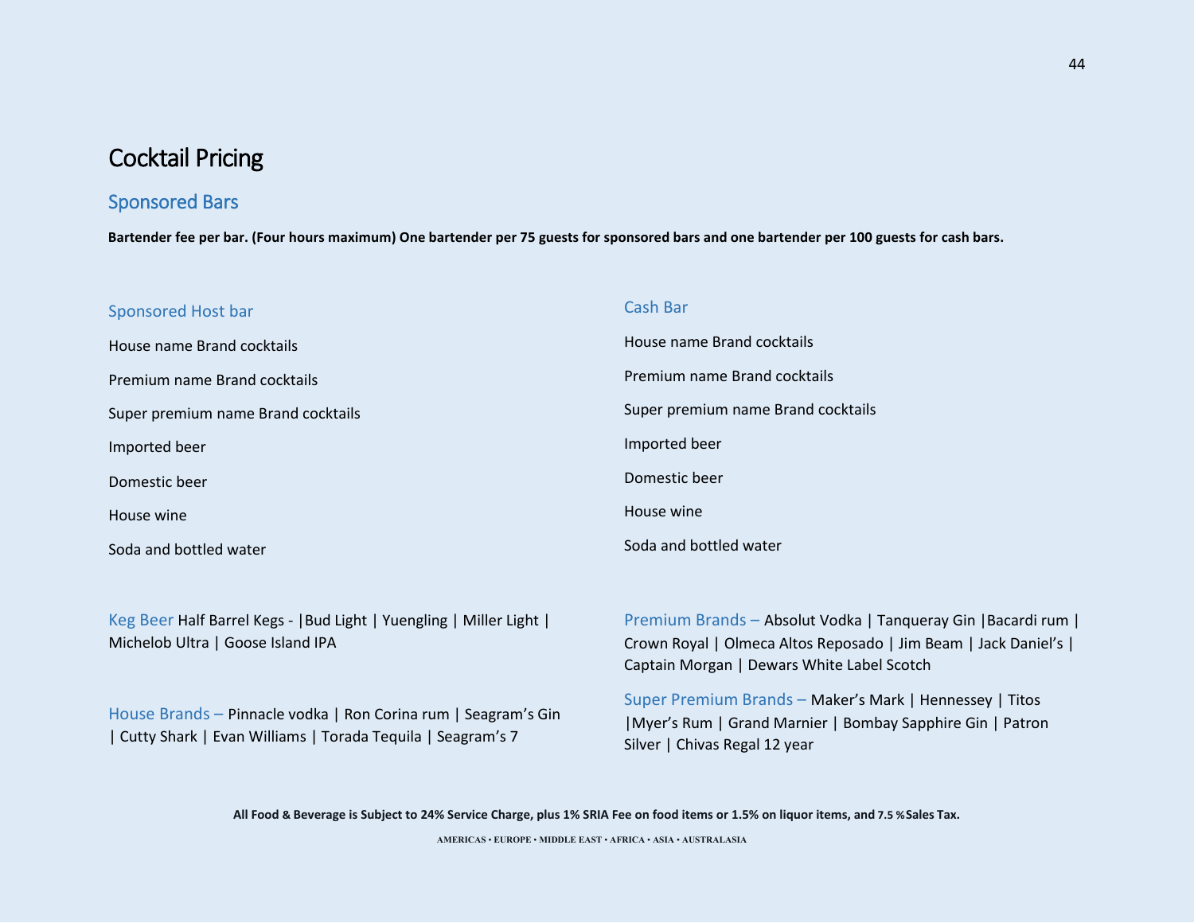# Cocktail Pricing

## Sponsored Bars

**Bartender fee per bar. (Four hours maximum) One bartender per 75 guests for sponsored bars and one bartender per 100 guests for cash bars.**

### Sponsored Host bar

House name Brand cocktails

Premium name Brand cocktails

Super premium name Brand cocktails

Imported beer

Domestic beer

House wine

Soda and bottled water

### Cash Bar

House name Brand cocktails

Premium name Brand cocktails

Super premium name Brand cocktails

Imported beer

Domestic beer

House wine

Soda and bottled water

**Keg Beer** Half Barrel Kegs - |Bud Light | Yuengling | Miller Light | Michelob Ultra | Goose Island IPA

**House Brands –** Pinnacle vodka | Ron Corina rum | Seagram's Gin | Cutty Shark | Evan Williams | Torada Tequila | Seagram's 7

**Premium Brands –** Absolut Vodka | Tanqueray Gin |Bacardi rum | Crown Royal | Olmeca Altos Reposado | Jim Beam | Jack Daniel's | Captain Morgan | Dewars White Label Scotch

**Super Premium Brands –** Maker's Mark | Hennessey | Titos |Myer's Rum | Grand Marnier | Bombay Sapphire Gin | Patron Silver | Chivas Regal 12 year

**All Food & Beverage is Subject to 24% Service Charge, plus 1% SRIA Fee on food items or 1.5% on liquor items, and 7.5 %Sales Tax.**

AMERICAS • EUROPE • MIDDLE EAST • AFRICA • ASIA • AUSTRALASIA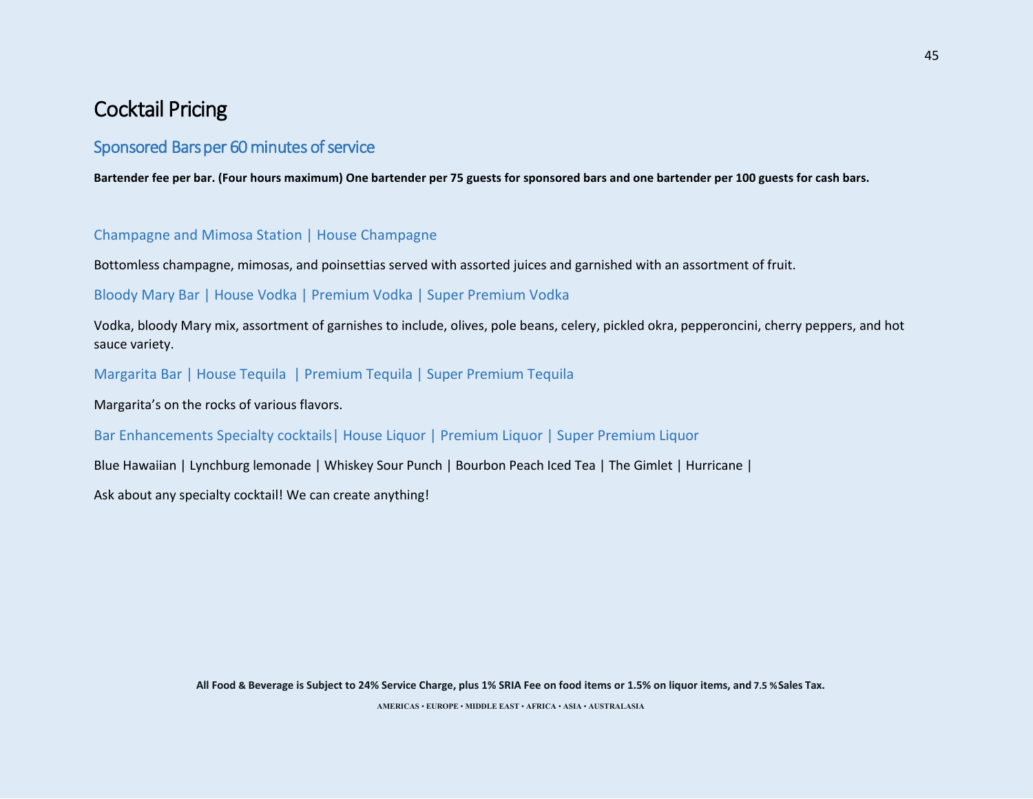# Cocktail Pricing

## Sponsored Bars per 60 minutes of service

**Bartender fee per bar. (Four hours maximum) One bartender per 75 guests for sponsored bars and one bartender per 100 guests for cash bars.**

### Champagne and Mimosa Station | House Champagne

Bottomless champagne, mimosas, and poinsettias served with assorted juices and garnished with an assortment of fruit.

### Bloody Mary Bar | House Vodka | Premium Vodka | Super Premium Vodka

Vodka, bloody Mary mix, assortment of garnishes to include, olives, pole beans, celery, pickled okra, pepperoncini, cherry peppers, and hot sauce variety.

### Margarita Bar | House Tequila | Premium Tequila | Super Premium Tequila

Margarita's on the rocks of various flavors.

### Bar Enhancements Specialty cocktails| House Liquor | Premium Liquor | Super Premium Liquor

Blue Hawaiian | Lynchburg lemonade | Whiskey Sour Punch | Bourbon Peach Iced Tea | The Gimlet | Hurricane |

Ask about any specialty cocktail! We can create anything!

**All Food & Beverage is Subject to 24% Service Charge, plus 1% SRIA Fee on food items or 1.5% on liquor items, and 7.5 % Sales Tax.**

AMERICAS • EUROPE • MIDDLE EAST • AFRICA • ASIA • AUSTRALASIA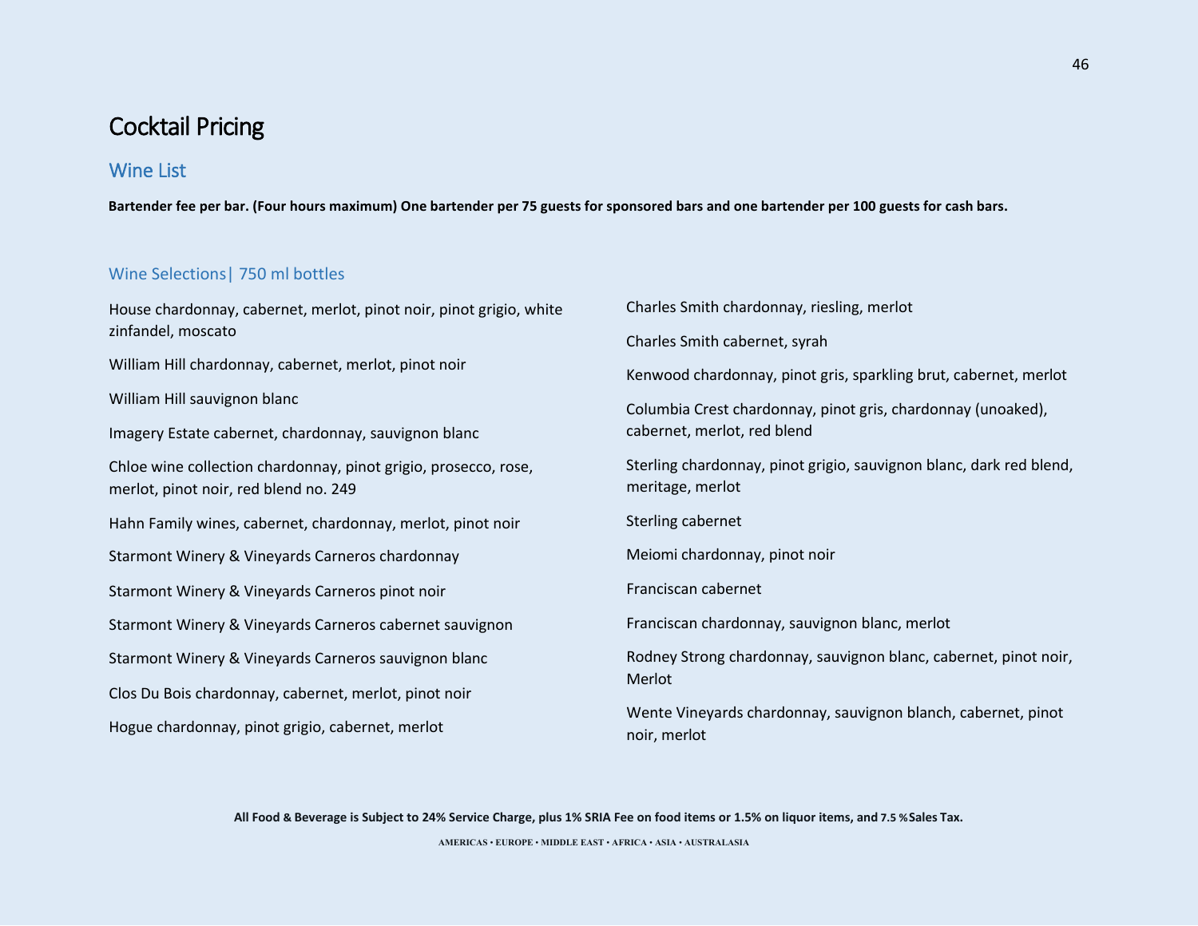# Cocktail Pricing

## Wine List

**Bartender fee per bar. (Four hours maximum) One bartender per 75 guests for sponsored bars and one bartender per 100 guests for cash bars.**

### Wine Selections| 750 ml bottles

House chardonnay, cabernet, merlot, pinot noir, pinot grigio, white zinfandel, moscato

William Hill chardonnay, cabernet, merlot, pinot noir

William Hill sauvignon blanc

Imagery Estate cabernet, chardonnay, sauvignon blanc

Chloe wine collection chardonnay, pinot grigio, prosecco, rose, merlot, pinot noir, red blend no. 249

Hahn Family wines, cabernet, chardonnay, merlot, pinot noir

Starmont Winery & Vineyards Carneros chardonnay

Starmont Winery & Vineyards Carneros pinot noir

Starmont Winery & Vineyards Carneros cabernet sauvignon

Starmont Winery & Vineyards Carneros sauvignon blanc

Clos Du Bois chardonnay, cabernet, merlot, pinot noir

Hogue chardonnay, pinot grigio, cabernet, merlot

Charles Smith chardonnay, riesling, merlot

Charles Smith cabernet, syrah

Kenwood chardonnay, pinot gris, sparkling brut, cabernet, merlot

Columbia Crest chardonnay, pinot gris, chardonnay (unoaked), cabernet, merlot, red blend

Sterling chardonnay, pinot grigio, sauvignon blanc, dark red blend, meritage, merlot

Sterling cabernet

Meiomi chardonnay, pinot noir

Franciscan cabernet

Franciscan chardonnay, sauvignon blanc, merlot

Rodney Strong chardonnay, sauvignon blanc, cabernet, pinot noir, Merlot

Wente Vineyards chardonnay, sauvignon blanch, cabernet, pinot noir, merlot

**All Food & Beverage is Subject to 24% Service Charge, plus 1% SRIA Fee on food items or 1.5% on liquor items, and 7.5 % Sales Tax.**

AMERICAS • EUROPE • MIDDLE EAST • AFRICA • ASIA • AUSTRALASIA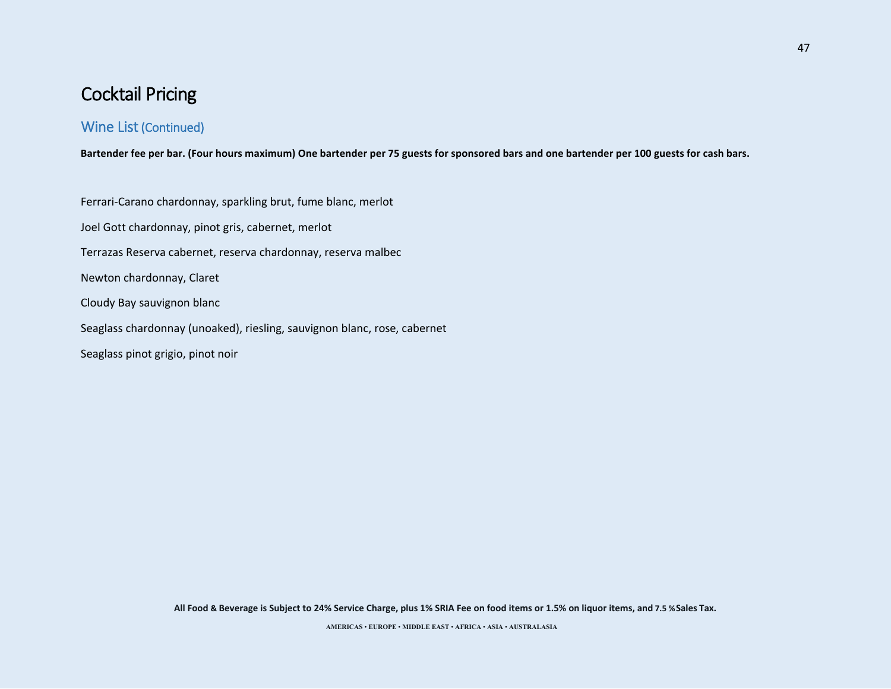# Cocktail Pricing

## Wine List (Continued)

**Bartender fee per bar. (Four hours maximum) One bartender per 75 guests for sponsored bars and one bartender per 100 guests for cash bars.**

Ferrari-Carano chardonnay, sparkling brut, fume blanc, merlot

Joel Gott chardonnay, pinot gris, cabernet, merlot

Terrazas Reserva cabernet, reserva chardonnay, reserva malbec

Newton chardonnay, Claret

Cloudy Bay sauvignon blanc

Seaglass chardonnay (unoaked), riesling, sauvignon blanc, rose, cabernet

Seaglass pinot grigio, pinot noir

**All Food & Beverage is Subject to 24% Service Charge, plus 1% SRIA Fee on food items or 1.5% on liquor items, and 7.5 % Sales Tax.**

AMERICAS • EUROPE • MIDDLE EAST • AFRICA • ASIA • AUSTRALASIA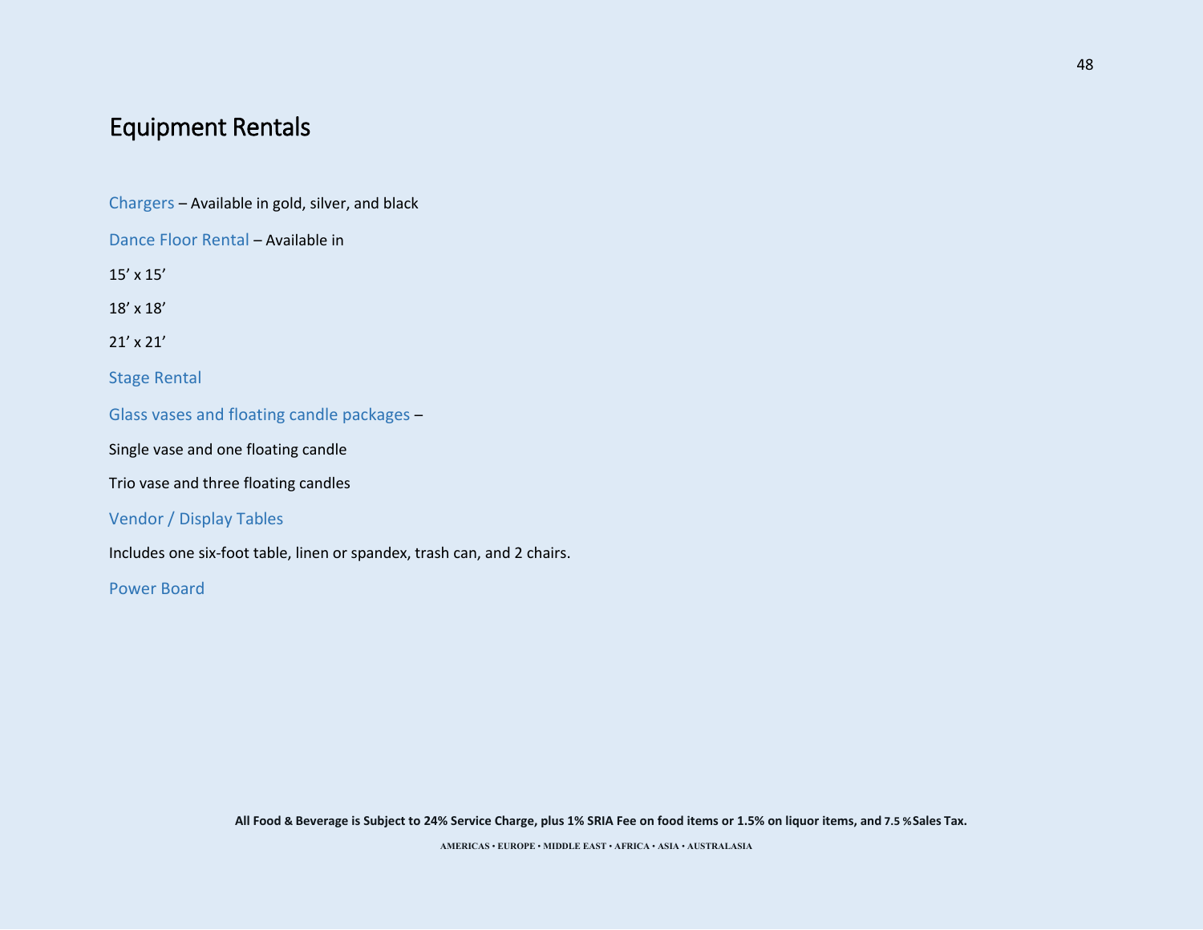# Equipment Rentals

Chargers – Available in gold, silver, and black

Dance Floor Rental – Available in

15' x 15'

18' x 18'

21' x 21'

Stage Rental

Glass vases and floating candle packages –

Single vase and one floating candle

Trio vase and three floating candles

Vendor / Display Tables

Includes one six-foot table, linen or spandex, trash can, and 2 chairs.

Power Board

**All Food & Beverage is Subject to 24% Service Charge, plus 1% SRIA Fee on food items or 1.5% on liquor items, and 7.5 % Sales Tax.**

AMERICAS • EUROPE • MIDDLE EAST • AFRICA • ASIA • AUSTRALASIA